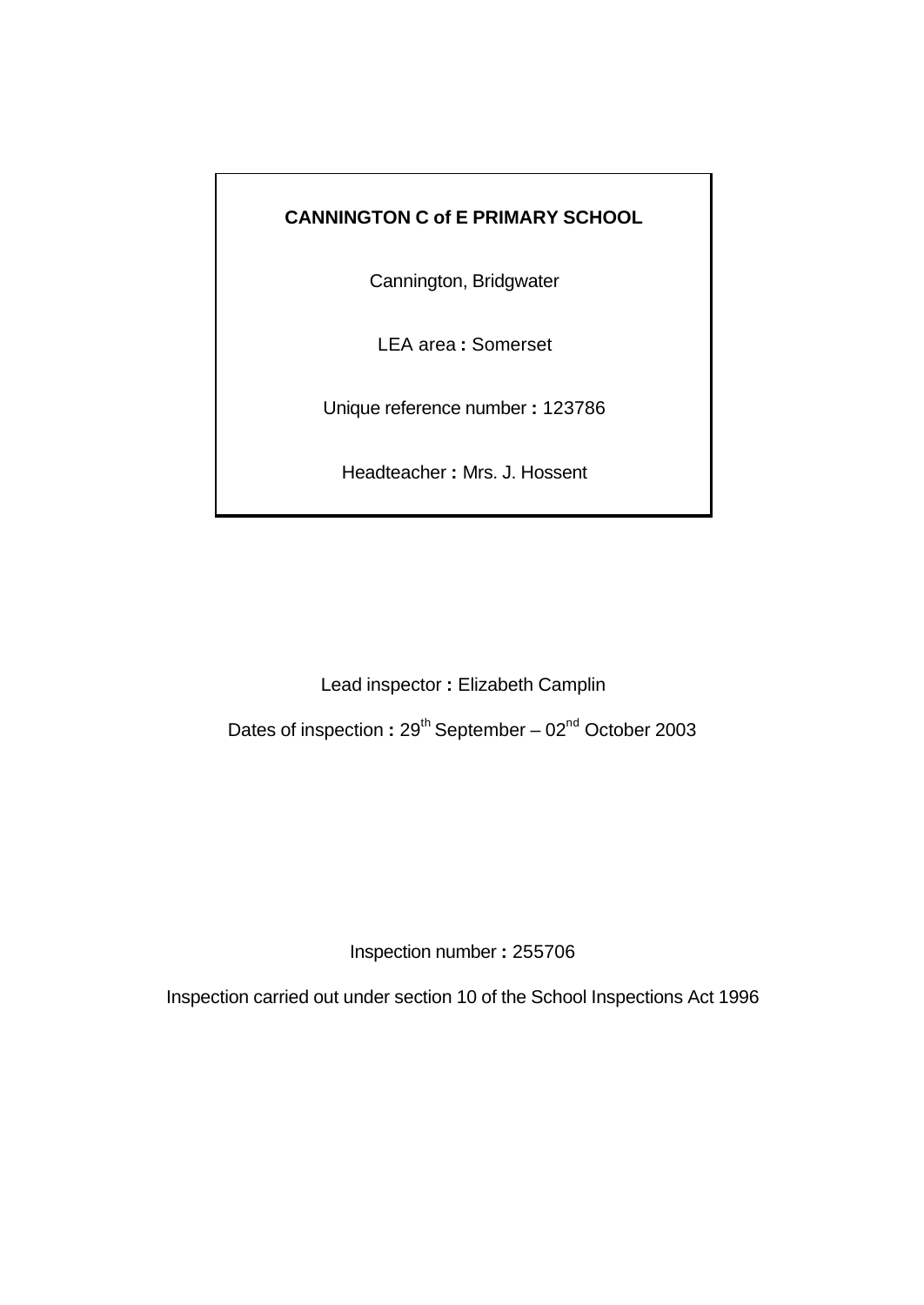**CANNINGTON C of E PRIMARY SCHOOL**

Cannington, Bridgwater

LEA area : Somerset

Unique reference number : 123786

Headteacher : Mrs. J. Hossent

Lead inspector : Elizabeth Camplin

Dates of inspection : 29th September – 02nd October 2003

Inspection number : 255706

Inspection carried out under section 10 of the School Inspections Act 1996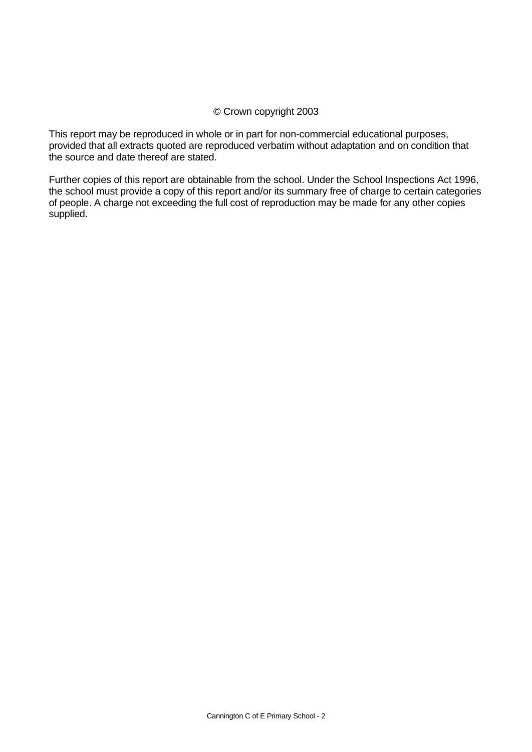© Crown copyright 2003

This report may be reproduced in whole or in part for non-commercial educational purposes, provided that all extracts quoted are reproduced verbatim without adaptation and on condition that the source and date thereof are stated.

Further copies of this report are obtainable from the school. Under the School Inspections Act 1996, the school must provide a copy of this report and/or its summary free of charge to certain categories of people. A charge not exceeding the full cost of reproduction may be made for any other copies supplied.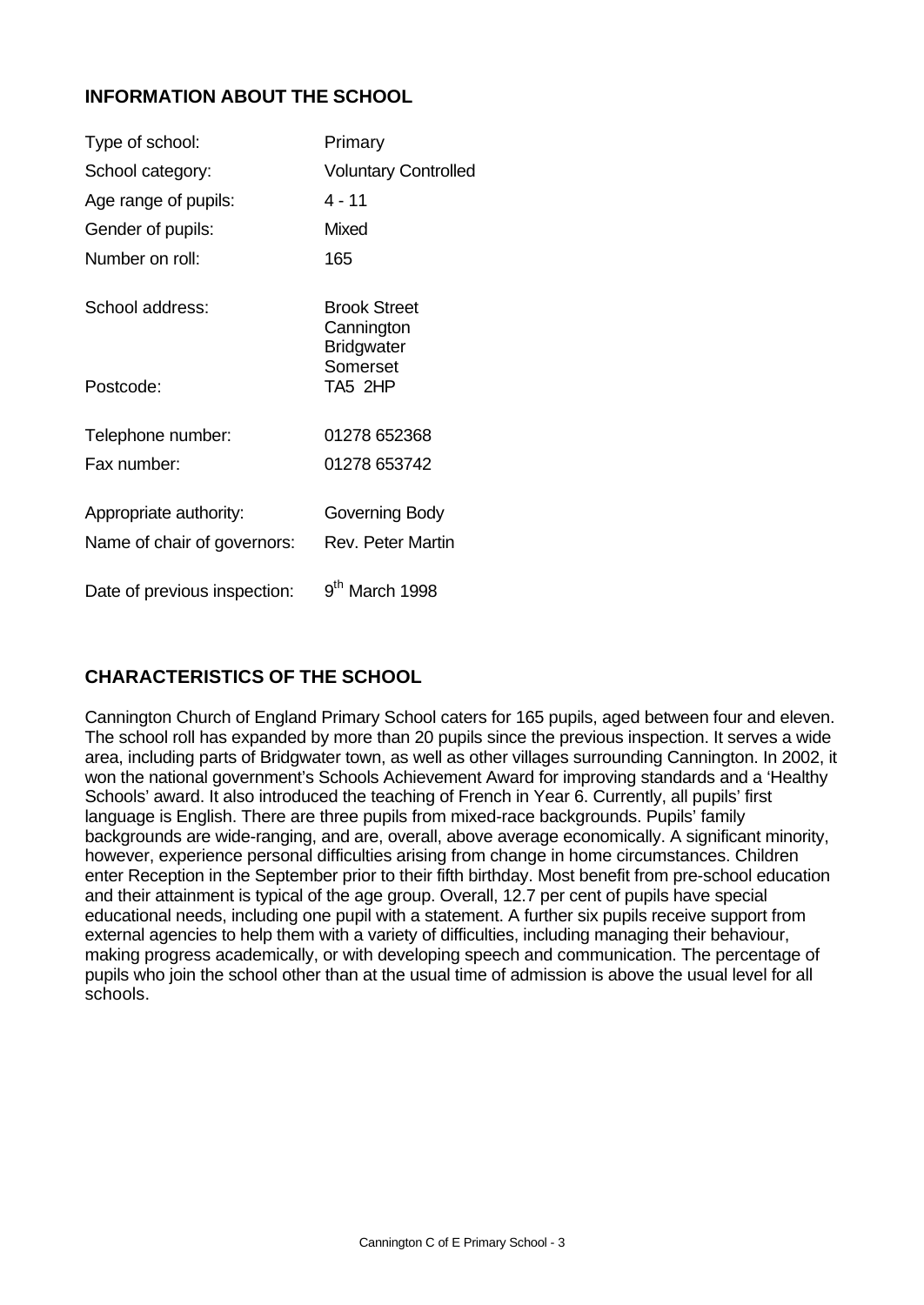## INFORMATION ABOUT THE SCHOOL

| | |
|---|---|
| Type of school: | Primary |
| School category: | Voluntary Controlled |
| Age range of pupils: | 4 - 11 |
| Gender of pupils: | Mixed |
| Number on roll: | 165 |
| School address: | Brook Street<br>Cannington<br>Bridgwater<br>Somerset |
| Postcode: | TA5 2HP |
| Telephone number: | 01278 652368 |
| Fax number: | 01278 653742 |
| Appropriate authority: | Governing Body |
| Name of chair of governors: | Rev. Peter Martin |
| Date of previous inspection: | 9th March 1998 |

## CHARACTERISTICS OF THE SCHOOL

Cannington Church of England Primary School caters for 165 pupils, aged between four and eleven. The school roll has expanded by more than 20 pupils since the previous inspection. It serves a wide area, including parts of Bridgwater town, as well as other villages surrounding Cannington. In 2002, it won the national government's Schools Achievement Award for improving standards and a 'Healthy Schools' award. It also introduced the teaching of French in Year 6. Currently, all pupils' first language is English. There are three pupils from mixed-race backgrounds. Pupils' family backgrounds are wide-ranging, and are, overall, above average economically. A significant minority, however, experience personal difficulties arising from change in home circumstances. Children enter Reception in the September prior to their fifth birthday. Most benefit from pre-school education and their attainment is typical of the age group. Overall, 12.7 per cent of pupils have special educational needs, including one pupil with a statement. A further six pupils receive support from external agencies to help them with a variety of difficulties, including managing their behaviour, making progress academically, or with developing speech and communication. The percentage of pupils who join the school other than at the usual time of admission is above the usual level for all schools.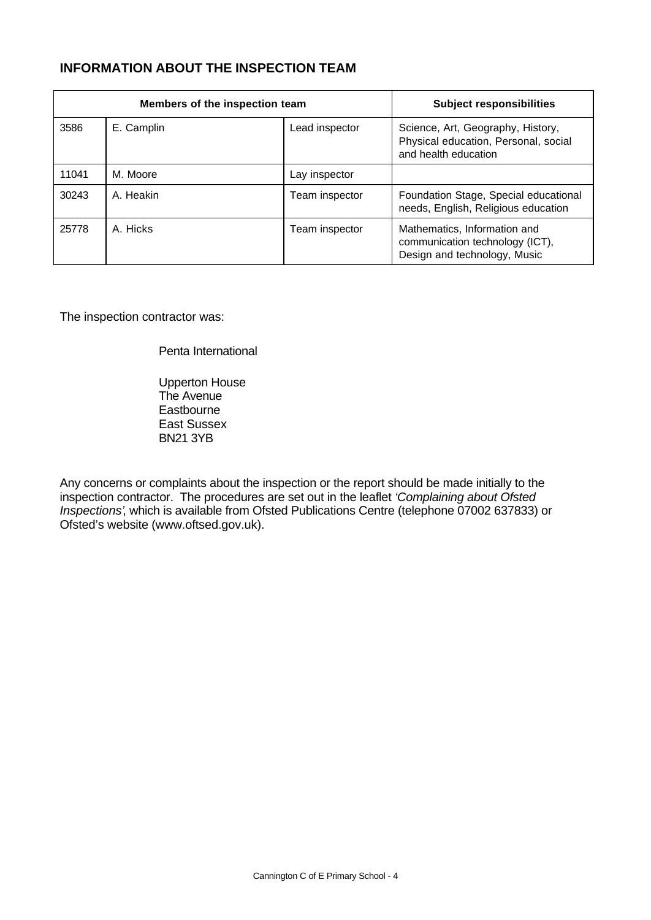## INFORMATION ABOUT THE INSPECTION TEAM

| Members of the inspection team | | | Subject responsibilities |
|---|---|---|---|
| 3586 | E. Camplin | Lead inspector | Science, Art, Geography, History, Physical education, Personal, social and health education |
| 11041 | M. Moore | Lay inspector | |
| 30243 | A. Heakin | Team inspector | Foundation Stage, Special educational needs, English, Religious education |
| 25778 | A. Hicks | Team inspector | Mathematics, Information and communication technology (ICT), Design and technology, Music |

The inspection contractor was:

Penta International

Upperton House
The Avenue
Eastbourne
East Sussex
BN21 3YB

Any concerns or complaints about the inspection or the report should be made initially to the inspection contractor. The procedures are set out in the leaflet *'Complaining about Ofsted Inspections'*, which is available from Ofsted Publications Centre (telephone 07002 637833) or Ofsted's website (www.oftsed.gov.uk).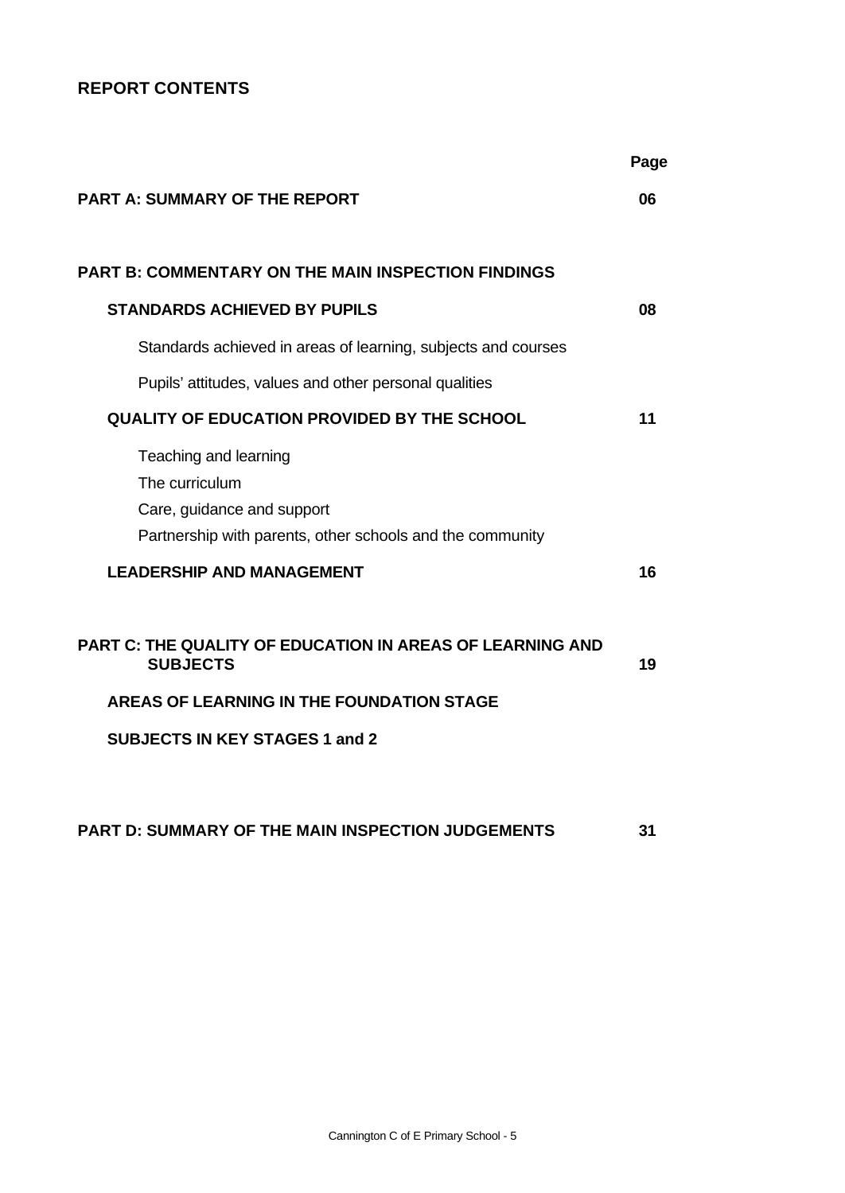## REPORT CONTENTS

| | Page |
|---|---|
| **PART A: SUMMARY OF THE REPORT** | **06** |
| **PART B: COMMENTARY ON THE MAIN INSPECTION FINDINGS** | |
| **STANDARDS ACHIEVED BY PUPILS** | **08** |
| Standards achieved in areas of learning, subjects and courses | |
| Pupils' attitudes, values and other personal qualities | |
| **QUALITY OF EDUCATION PROVIDED BY THE SCHOOL** | **11** |
| Teaching and learning | |
| The curriculum | |
| Care, guidance and support | |
| Partnership with parents, other schools and the community | |
| **LEADERSHIP AND MANAGEMENT** | **16** |
| **PART C: THE QUALITY OF EDUCATION IN AREAS OF LEARNING AND SUBJECTS** | **19** |
| **AREAS OF LEARNING IN THE FOUNDATION STAGE** | |
| **SUBJECTS IN KEY STAGES 1 and 2** | |
| **PART D: SUMMARY OF THE MAIN INSPECTION JUDGEMENTS** | **31** |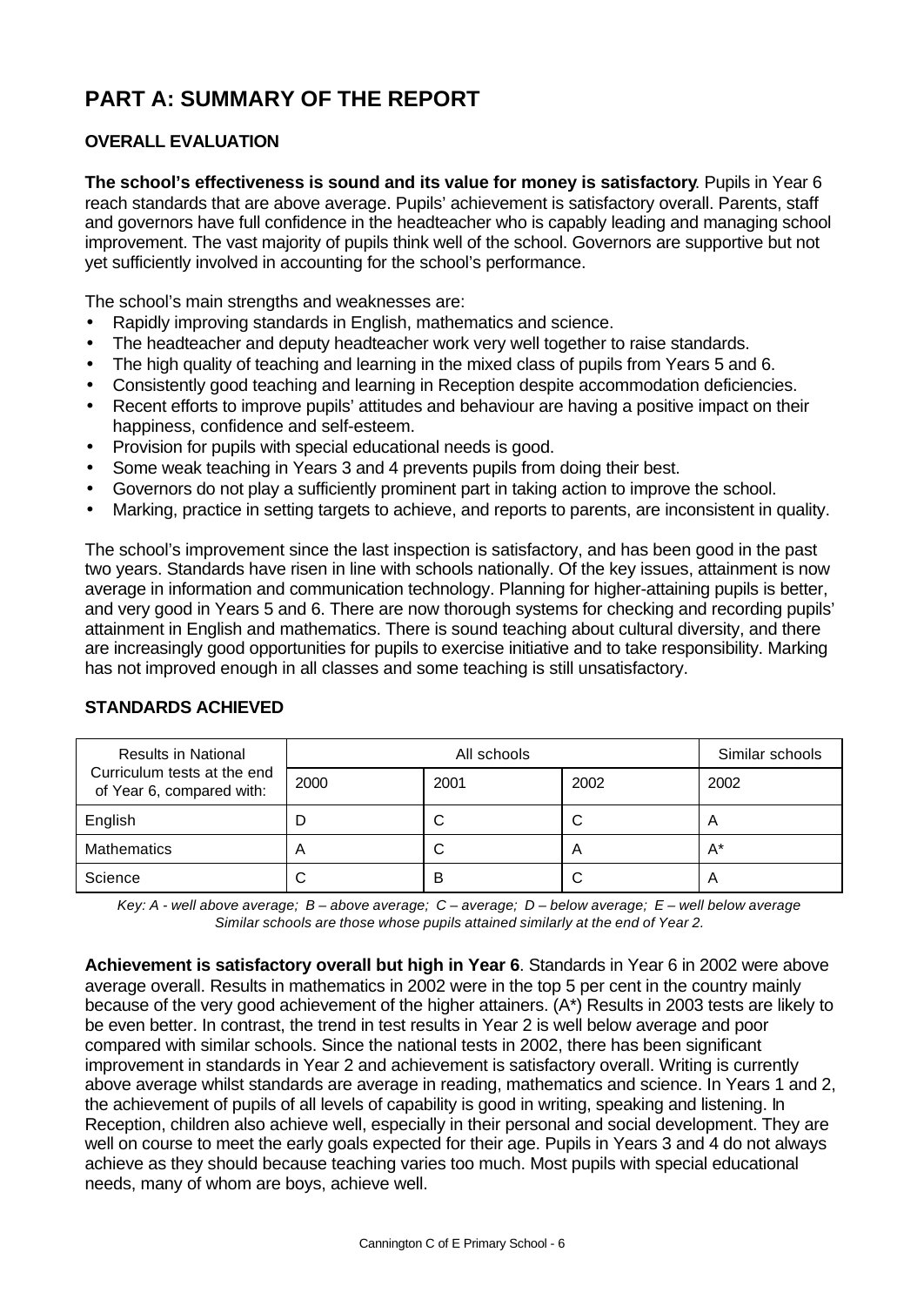# PART A: SUMMARY OF THE REPORT

## OVERALL EVALUATION

**The school's effectiveness is sound and its value for money is satisfactory**. Pupils in Year 6 reach standards that are above average. Pupils' achievement is satisfactory overall. Parents, staff and governors have full confidence in the headteacher who is capably leading and managing school improvement. The vast majority of pupils think well of the school. Governors are supportive but not yet sufficiently involved in accounting for the school's performance.

The school's main strengths and weaknesses are:

- Rapidly improving standards in English, mathematics and science.
- The headteacher and deputy headteacher work very well together to raise standards.
- The high quality of teaching and learning in the mixed class of pupils from Years 5 and 6.
- Consistently good teaching and learning in Reception despite accommodation deficiencies.
- Recent efforts to improve pupils' attitudes and behaviour are having a positive impact on their happiness, confidence and self-esteem.
- Provision for pupils with special educational needs is good.
- Some weak teaching in Years 3 and 4 prevents pupils from doing their best.
- Governors do not play a sufficiently prominent part in taking action to improve the school.
- Marking, practice in setting targets to achieve, and reports to parents, are inconsistent in quality.

The school's improvement since the last inspection is satisfactory, and has been good in the past two years. Standards have risen in line with schools nationally. Of the key issues, attainment is now average in information and communication technology. Planning for higher-attaining pupils is better, and very good in Years 5 and 6. There are now thorough systems for checking and recording pupils' attainment in English and mathematics. There is sound teaching about cultural diversity, and there are increasingly good opportunities for pupils to exercise initiative and to take responsibility. Marking has not improved enough in all classes and some teaching is still unsatisfactory.

## STANDARDS ACHIEVED

| Results in National Curriculum tests at the end of Year 6, compared with: | All schools | | | Similar schools |
|---|---|---|---|---|
| | 2000 | 2001 | 2002 | 2002 |
| English | D | C | C | A |
| Mathematics | A | C | A | A* |
| Science | C | B | C | A |

*Key: A - well above average; B – above average; C – average; D – below average; E – well below average*
*Similar schools are those whose pupils attained similarly at the end of Year 2.*

**Achievement is satisfactory overall but high in Year 6**. Standards in Year 6 in 2002 were above average overall. Results in mathematics in 2002 were in the top 5 per cent in the country mainly because of the very good achievement of the higher attainers. (A*) Results in 2003 tests are likely to be even better. In contrast, the trend in test results in Year 2 is well below average and poor compared with similar schools. Since the national tests in 2002, there has been significant improvement in standards in Year 2 and achievement is satisfactory overall. Writing is currently above average whilst standards are average in reading, mathematics and science. In Years 1 and 2, the achievement of pupils of all levels of capability is good in writing, speaking and listening. In Reception, children also achieve well, especially in their personal and social development. They are well on course to meet the early goals expected for their age. Pupils in Years 3 and 4 do not always achieve as they should because teaching varies too much. Most pupils with special educational needs, many of whom are boys, achieve well.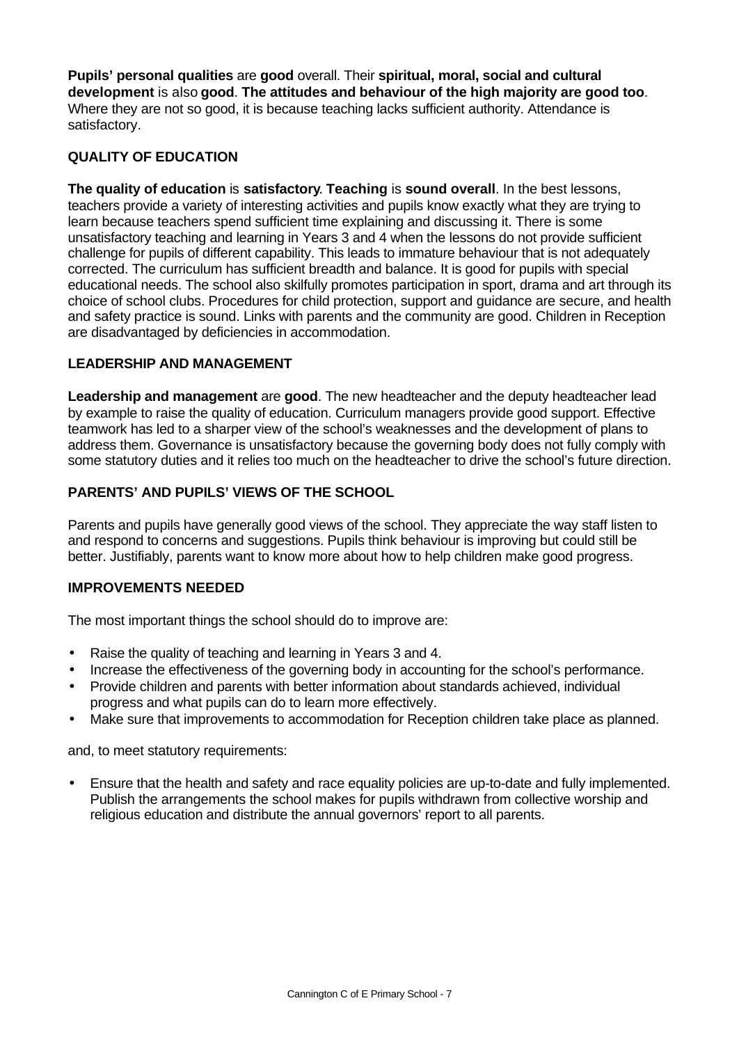**Pupils' personal qualities** are **good** overall. Their **spiritual, moral, social and cultural development** is also **good**. **The attitudes and behaviour of the high majority are good too**. Where they are not so good, it is because teaching lacks sufficient authority. Attendance is satisfactory.

## QUALITY OF EDUCATION

**The quality of education** is **satisfactory**. **Teaching** is **sound overall**. In the best lessons, teachers provide a variety of interesting activities and pupils know exactly what they are trying to learn because teachers spend sufficient time explaining and discussing it. There is some unsatisfactory teaching and learning in Years 3 and 4 when the lessons do not provide sufficient challenge for pupils of different capability. This leads to immature behaviour that is not adequately corrected. The curriculum has sufficient breadth and balance. It is good for pupils with special educational needs. The school also skilfully promotes participation in sport, drama and art through its choice of school clubs. Procedures for child protection, support and guidance are secure, and health and safety practice is sound. Links with parents and the community are good. Children in Reception are disadvantaged by deficiencies in accommodation.

## LEADERSHIP AND MANAGEMENT

**Leadership and management** are **good**. The new headteacher and the deputy headteacher lead by example to raise the quality of education. Curriculum managers provide good support. Effective teamwork has led to a sharper view of the school's weaknesses and the development of plans to address them. Governance is unsatisfactory because the governing body does not fully comply with some statutory duties and it relies too much on the headteacher to drive the school's future direction.

## PARENTS' AND PUPILS' VIEWS OF THE SCHOOL

Parents and pupils have generally good views of the school. They appreciate the way staff listen to and respond to concerns and suggestions. Pupils think behaviour is improving but could still be better. Justifiably, parents want to know more about how to help children make good progress.

## IMPROVEMENTS NEEDED

The most important things the school should do to improve are:

- Raise the quality of teaching and learning in Years 3 and 4.
- Increase the effectiveness of the governing body in accounting for the school's performance.
- Provide children and parents with better information about standards achieved, individual progress and what pupils can do to learn more effectively.
- Make sure that improvements to accommodation for Reception children take place as planned.

and, to meet statutory requirements:

- Ensure that the health and safety and race equality policies are up-to-date and fully implemented. Publish the arrangements the school makes for pupils withdrawn from collective worship and religious education and distribute the annual governors' report to all parents.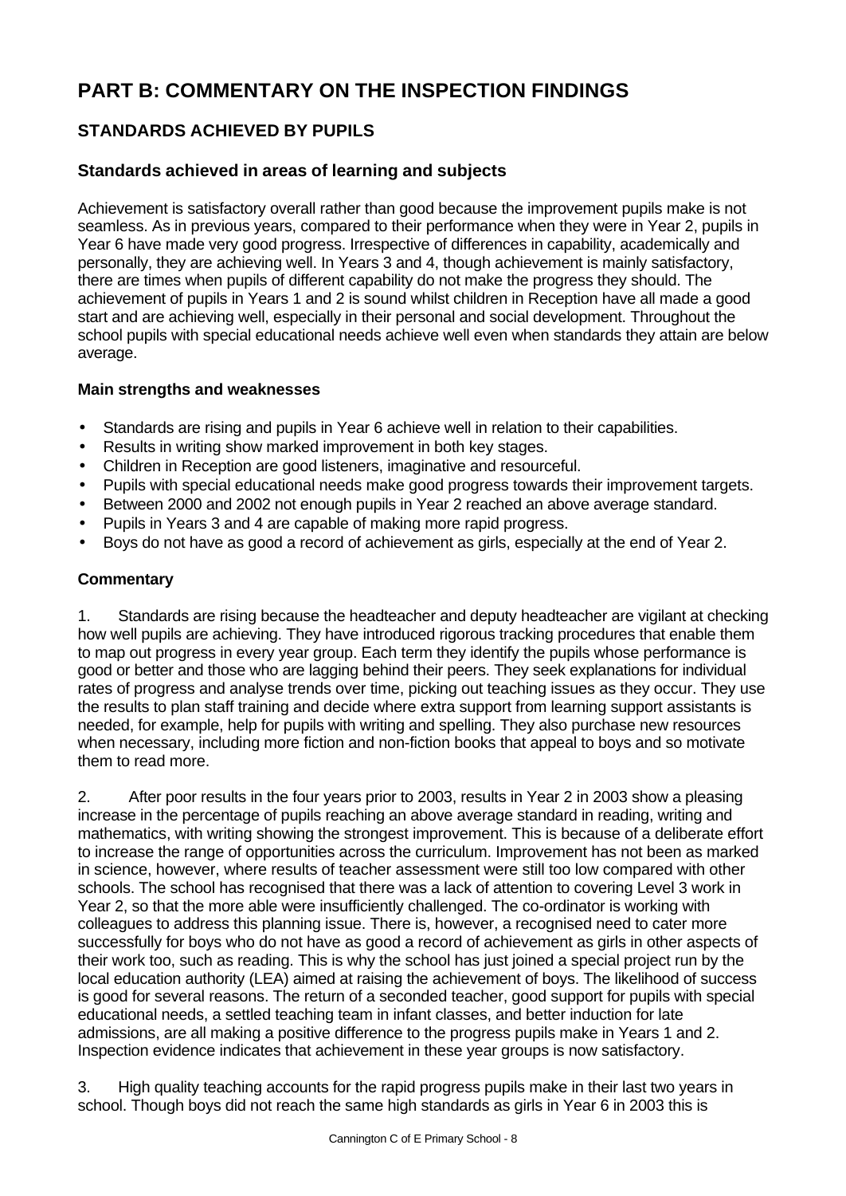# PART B: COMMENTARY ON THE INSPECTION FINDINGS

## STANDARDS ACHIEVED BY PUPILS

### Standards achieved in areas of learning and subjects

Achievement is satisfactory overall rather than good because the improvement pupils make is not seamless. As in previous years, compared to their performance when they were in Year 2, pupils in Year 6 have made very good progress. Irrespective of differences in capability, academically and personally, they are achieving well. In Years 3 and 4, though achievement is mainly satisfactory, there are times when pupils of different capability do not make the progress they should. The achievement of pupils in Years 1 and 2 is sound whilst children in Reception have all made a good start and are achieving well, especially in their personal and social development. Throughout the school pupils with special educational needs achieve well even when standards they attain are below average.

**Main strengths and weaknesses**

- Standards are rising and pupils in Year 6 achieve well in relation to their capabilities.
- Results in writing show marked improvement in both key stages.
- Children in Reception are good listeners, imaginative and resourceful.
- Pupils with special educational needs make good progress towards their improvement targets.
- Between 2000 and 2002 not enough pupils in Year 2 reached an above average standard.
- Pupils in Years 3 and 4 are capable of making more rapid progress.
- Boys do not have as good a record of achievement as girls, especially at the end of Year 2.

**Commentary**

1. Standards are rising because the headteacher and deputy headteacher are vigilant at checking how well pupils are achieving. They have introduced rigorous tracking procedures that enable them to map out progress in every year group. Each term they identify the pupils whose performance is good or better and those who are lagging behind their peers. They seek explanations for individual rates of progress and analyse trends over time, picking out teaching issues as they occur. They use the results to plan staff training and decide where extra support from learning support assistants is needed, for example, help for pupils with writing and spelling. They also purchase new resources when necessary, including more fiction and non-fiction books that appeal to boys and so motivate them to read more.

2. After poor results in the four years prior to 2003, results in Year 2 in 2003 show a pleasing increase in the percentage of pupils reaching an above average standard in reading, writing and mathematics, with writing showing the strongest improvement. This is because of a deliberate effort to increase the range of opportunities across the curriculum. Improvement has not been as marked in science, however, where results of teacher assessment were still too low compared with other schools. The school has recognised that there was a lack of attention to covering Level 3 work in Year 2, so that the more able were insufficiently challenged. The co-ordinator is working with colleagues to address this planning issue. There is, however, a recognised need to cater more successfully for boys who do not have as good a record of achievement as girls in other aspects of their work too, such as reading. This is why the school has just joined a special project run by the local education authority (LEA) aimed at raising the achievement of boys. The likelihood of success is good for several reasons. The return of a seconded teacher, good support for pupils with special educational needs, a settled teaching team in infant classes, and better induction for late admissions, are all making a positive difference to the progress pupils make in Years 1 and 2. Inspection evidence indicates that achievement in these year groups is now satisfactory.

3. High quality teaching accounts for the rapid progress pupils make in their last two years in school. Though boys did not reach the same high standards as girls in Year 6 in 2003 this is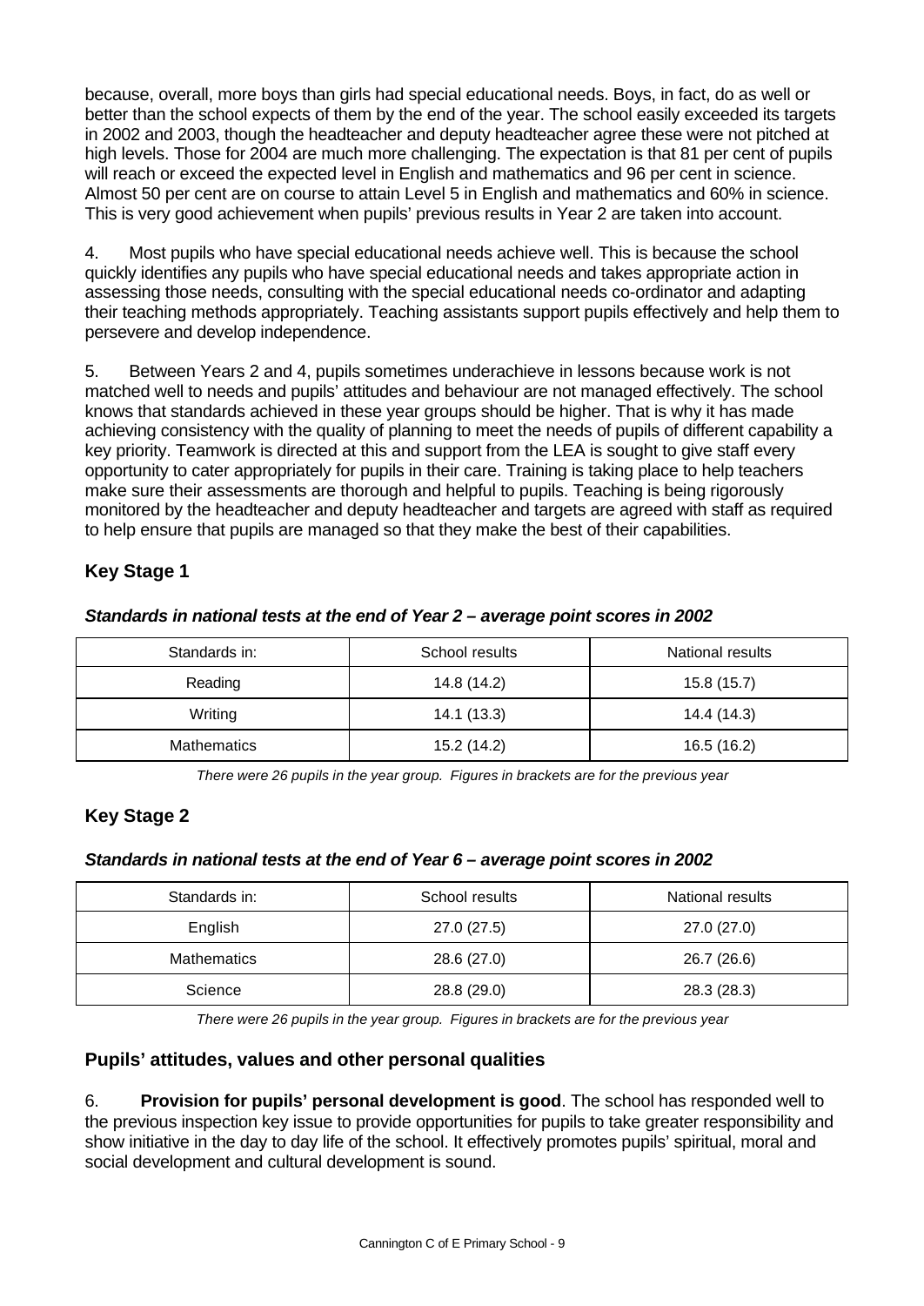because, overall, more boys than girls had special educational needs. Boys, in fact, do as well or better than the school expects of them by the end of the year. The school easily exceeded its targets in 2002 and 2003, though the headteacher and deputy headteacher agree these were not pitched at high levels. Those for 2004 are much more challenging. The expectation is that 81 per cent of pupils will reach or exceed the expected level in English and mathematics and 96 per cent in science. Almost 50 per cent are on course to attain Level 5 in English and mathematics and 60% in science. This is very good achievement when pupils' previous results in Year 2 are taken into account.

4. Most pupils who have special educational needs achieve well. This is because the school quickly identifies any pupils who have special educational needs and takes appropriate action in assessing those needs, consulting with the special educational needs co-ordinator and adapting their teaching methods appropriately. Teaching assistants support pupils effectively and help them to persevere and develop independence.

5. Between Years 2 and 4, pupils sometimes underachieve in lessons because work is not matched well to needs and pupils' attitudes and behaviour are not managed effectively. The school knows that standards achieved in these year groups should be higher. That is why it has made achieving consistency with the quality of planning to meet the needs of pupils of different capability a key priority. Teamwork is directed at this and support from the LEA is sought to give staff every opportunity to cater appropriately for pupils in their care. Training is taking place to help teachers make sure their assessments are thorough and helpful to pupils. Teaching is being rigorously monitored by the headteacher and deputy headteacher and targets are agreed with staff as required to help ensure that pupils are managed so that they make the best of their capabilities.

## Key Stage 1

***Standards in national tests at the end of Year 2 – average point scores in 2002***

| Standards in: | School results | National results |
|---|---|---|
| Reading | 14.8 (14.2) | 15.8 (15.7) |
| Writing | 14.1 (13.3) | 14.4 (14.3) |
| Mathematics | 15.2 (14.2) | 16.5 (16.2) |

*There were 26 pupils in the year group. Figures in brackets are for the previous year*

## Key Stage 2

***Standards in national tests at the end of Year 6 – average point scores in 2002***

| Standards in: | School results | National results |
|---|---|---|
| English | 27.0 (27.5) | 27.0 (27.0) |
| Mathematics | 28.6 (27.0) | 26.7 (26.6) |
| Science | 28.8 (29.0) | 28.3 (28.3) |

*There were 26 pupils in the year group. Figures in brackets are for the previous year*

## Pupils' attitudes, values and other personal qualities

6. **Provision for pupils' personal development is good**. The school has responded well to the previous inspection key issue to provide opportunities for pupils to take greater responsibility and show initiative in the day to day life of the school. It effectively promotes pupils' spiritual, moral and social development and cultural development is sound.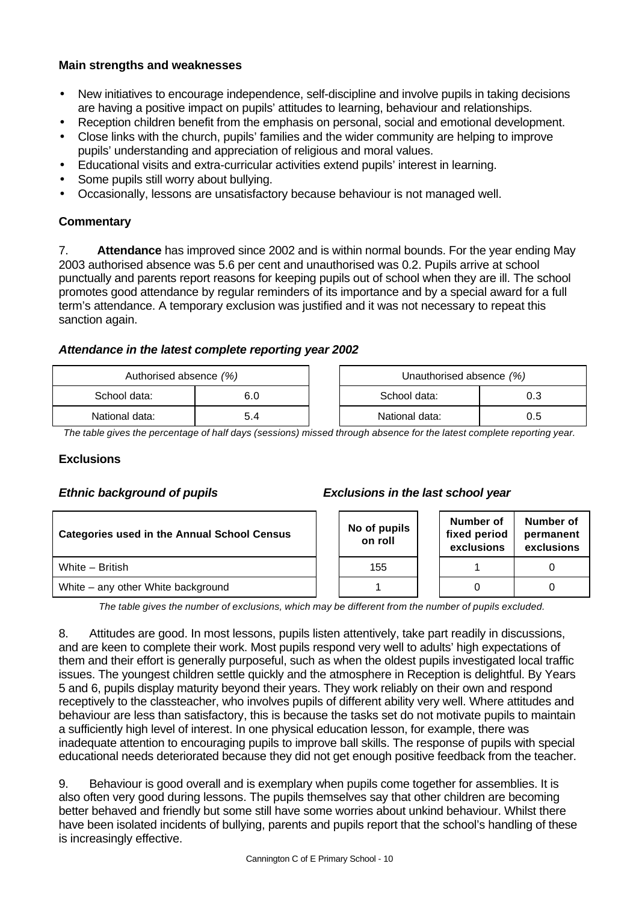### Main strengths and weaknesses

- New initiatives to encourage independence, self-discipline and involve pupils in taking decisions are having a positive impact on pupils' attitudes to learning, behaviour and relationships.
- Reception children benefit from the emphasis on personal, social and emotional development.
- Close links with the church, pupils' families and the wider community are helping to improve pupils' understanding and appreciation of religious and moral values.
- Educational visits and extra-curricular activities extend pupils' interest in learning.
- Some pupils still worry about bullying.
- Occasionally, lessons are unsatisfactory because behaviour is not managed well.

### Commentary

7. **Attendance** has improved since 2002 and is within normal bounds. For the year ending May 2003 authorised absence was 5.6 per cent and unauthorised was 0.2. Pupils arrive at school punctually and parents report reasons for keeping pupils out of school when they are ill. The school promotes good attendance by regular reminders of its importance and by a special award for a full term's attendance. A temporary exclusion was justified and it was not necessary to repeat this sanction again.

#### *Attendance in the latest complete reporting year 2002*

| Authorised absence *(%)* | |
|---|---|
| School data: | 6.0 |
| National data: | 5.4 |

| Unauthorised absence *(%)* | |
|---|---|
| School data: | 0.3 |
| National data: | 0.5 |

*The table gives the percentage of half days (sessions) missed through absence for the latest complete reporting year.*

### Exclusions

***Ethnic background of pupils*** ***Exclusions in the last school year***

| Categories used in the Annual School Census | No of pupils on roll | Number of fixed period exclusions | Number of permanent exclusions |
|---|---|---|---|
| White – British | 155 | 1 | 0 |
| White – any other White background | 1 | 0 | 0 |

*The table gives the number of exclusions, which may be different from the number of pupils excluded.*

8. Attitudes are good. In most lessons, pupils listen attentively, take part readily in discussions, and are keen to complete their work. Most pupils respond very well to adults' high expectations of them and their effort is generally purposeful, such as when the oldest pupils investigated local traffic issues. The youngest children settle quickly and the atmosphere in Reception is delightful. By Years 5 and 6, pupils display maturity beyond their years. They work reliably on their own and respond receptively to the classteacher, who involves pupils of different ability very well. Where attitudes and behaviour are less than satisfactory, this is because the tasks set do not motivate pupils to maintain a sufficiently high level of interest. In one physical education lesson, for example, there was inadequate attention to encouraging pupils to improve ball skills. The response of pupils with special educational needs deteriorated because they did not get enough positive feedback from the teacher.

9. Behaviour is good overall and is exemplary when pupils come together for assemblies. It is also often very good during lessons. The pupils themselves say that other children are becoming better behaved and friendly but some still have some worries about unkind behaviour. Whilst there have been isolated incidents of bullying, parents and pupils report that the school's handling of these is increasingly effective.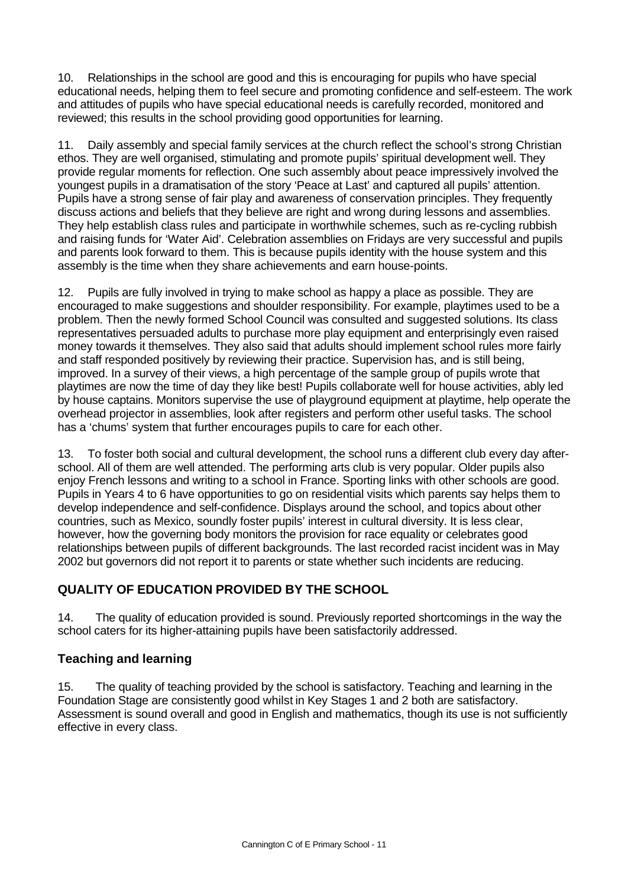10. Relationships in the school are good and this is encouraging for pupils who have special educational needs, helping them to feel secure and promoting confidence and self-esteem. The work and attitudes of pupils who have special educational needs is carefully recorded, monitored and reviewed; this results in the school providing good opportunities for learning.

11. Daily assembly and special family services at the church reflect the school's strong Christian ethos. They are well organised, stimulating and promote pupils' spiritual development well. They provide regular moments for reflection. One such assembly about peace impressively involved the youngest pupils in a dramatisation of the story 'Peace at Last' and captured all pupils' attention. Pupils have a strong sense of fair play and awareness of conservation principles. They frequently discuss actions and beliefs that they believe are right and wrong during lessons and assemblies. They help establish class rules and participate in worthwhile schemes, such as re-cycling rubbish and raising funds for 'Water Aid'. Celebration assemblies on Fridays are very successful and pupils and parents look forward to them. This is because pupils identity with the house system and this assembly is the time when they share achievements and earn house-points.

12. Pupils are fully involved in trying to make school as happy a place as possible. They are encouraged to make suggestions and shoulder responsibility. For example, playtimes used to be a problem. Then the newly formed School Council was consulted and suggested solutions. Its class representatives persuaded adults to purchase more play equipment and enterprisingly even raised money towards it themselves. They also said that adults should implement school rules more fairly and staff responded positively by reviewing their practice. Supervision has, and is still being, improved. In a survey of their views, a high percentage of the sample group of pupils wrote that playtimes are now the time of day they like best! Pupils collaborate well for house activities, ably led by house captains. Monitors supervise the use of playground equipment at playtime, help operate the overhead projector in assemblies, look after registers and perform other useful tasks. The school has a 'chums' system that further encourages pupils to care for each other.

13. To foster both social and cultural development, the school runs a different club every day after-school. All of them are well attended. The performing arts club is very popular. Older pupils also enjoy French lessons and writing to a school in France. Sporting links with other schools are good. Pupils in Years 4 to 6 have opportunities to go on residential visits which parents say helps them to develop independence and self-confidence. Displays around the school, and topics about other countries, such as Mexico, soundly foster pupils' interest in cultural diversity. It is less clear, however, how the governing body monitors the provision for race equality or celebrates good relationships between pupils of different backgrounds. The last recorded racist incident was in May 2002 but governors did not report it to parents or state whether such incidents are reducing.

## QUALITY OF EDUCATION PROVIDED BY THE SCHOOL

14. The quality of education provided is sound. Previously reported shortcomings in the way the school caters for its higher-attaining pupils have been satisfactorily addressed.

### Teaching and learning

15. The quality of teaching provided by the school is satisfactory. Teaching and learning in the Foundation Stage are consistently good whilst in Key Stages 1 and 2 both are satisfactory. Assessment is sound overall and good in English and mathematics, though its use is not sufficiently effective in every class.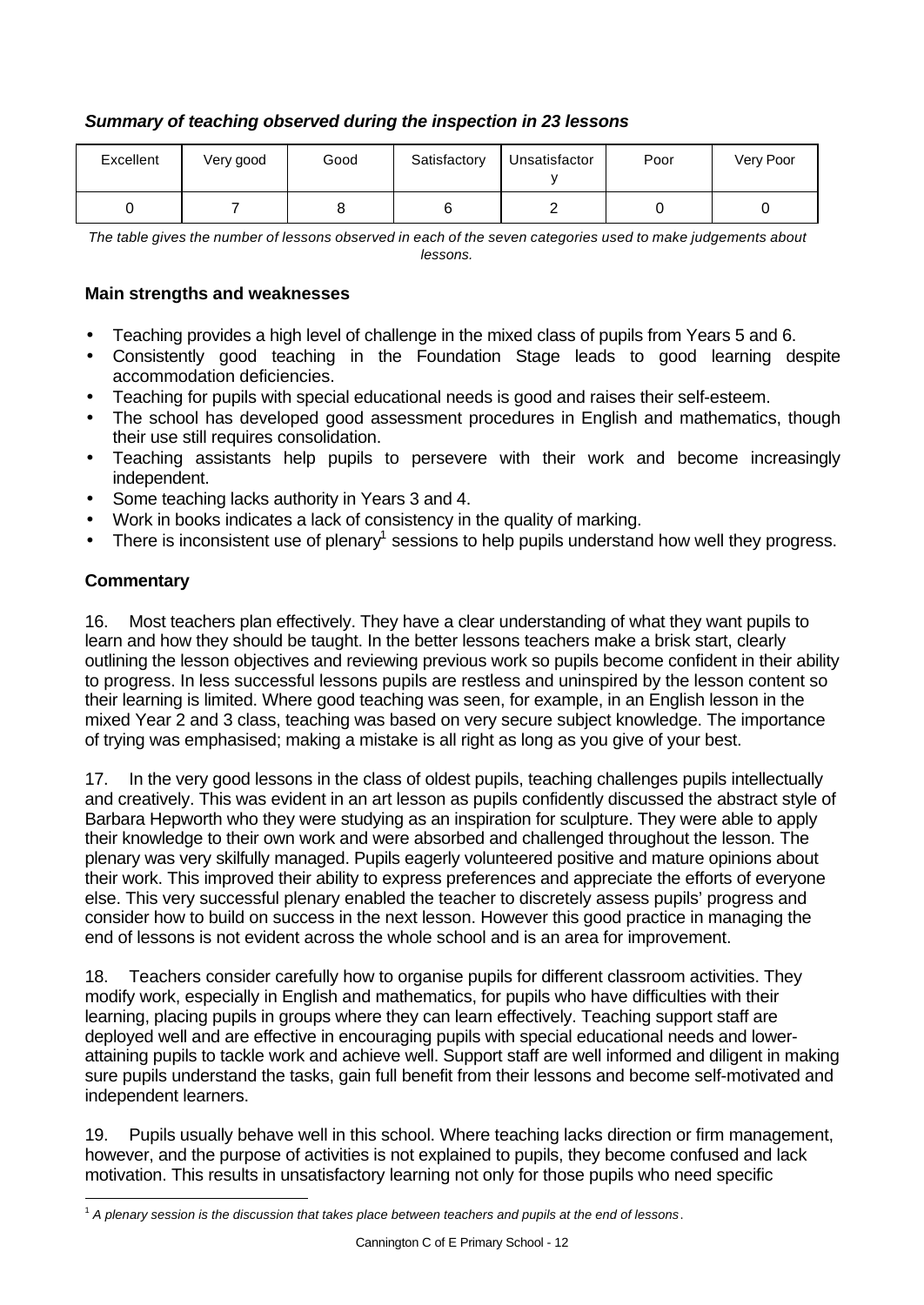### *Summary of teaching observed during the inspection in 23 lessons*

| Excellent | Very good | Good | Satisfactory | Unsatisfactory | Poor | Very Poor |
|---|---|---|---|---|---|---|
| 0 | 7 | 8 | 6 | 2 | 0 | 0 |

*The table gives the number of lessons observed in each of the seven categories used to make judgements about lessons.*

**Main strengths and weaknesses**

- Teaching provides a high level of challenge in the mixed class of pupils from Years 5 and 6.
- Consistently good teaching in the Foundation Stage leads to good learning despite accommodation deficiencies.
- Teaching for pupils with special educational needs is good and raises their self-esteem.
- The school has developed good assessment procedures in English and mathematics, though their use still requires consolidation.
- Teaching assistants help pupils to persevere with their work and become increasingly independent.
- Some teaching lacks authority in Years 3 and 4.
- Work in books indicates a lack of consistency in the quality of marking.
- There is inconsistent use of plenary[1] sessions to help pupils understand how well they progress.

**Commentary**

16. Most teachers plan effectively. They have a clear understanding of what they want pupils to learn and how they should be taught. In the better lessons teachers make a brisk start, clearly outlining the lesson objectives and reviewing previous work so pupils become confident in their ability to progress. In less successful lessons pupils are restless and uninspired by the lesson content so their learning is limited. Where good teaching was seen, for example, in an English lesson in the mixed Year 2 and 3 class, teaching was based on very secure subject knowledge. The importance of trying was emphasised; making a mistake is all right as long as you give of your best.

17. In the very good lessons in the class of oldest pupils, teaching challenges pupils intellectually and creatively. This was evident in an art lesson as pupils confidently discussed the abstract style of Barbara Hepworth who they were studying as an inspiration for sculpture. They were able to apply their knowledge to their own work and were absorbed and challenged throughout the lesson. The plenary was very skilfully managed. Pupils eagerly volunteered positive and mature opinions about their work. This improved their ability to express preferences and appreciate the efforts of everyone else. This very successful plenary enabled the teacher to discretely assess pupils' progress and consider how to build on success in the next lesson. However this good practice in managing the end of lessons is not evident across the whole school and is an area for improvement.

18. Teachers consider carefully how to organise pupils for different classroom activities. They modify work, especially in English and mathematics, for pupils who have difficulties with their learning, placing pupils in groups where they can learn effectively. Teaching support staff are deployed well and are effective in encouraging pupils with special educational needs and lower-attaining pupils to tackle work and achieve well. Support staff are well informed and diligent in making sure pupils understand the tasks, gain full benefit from their lessons and become self-motivated and independent learners.

19. Pupils usually behave well in this school. Where teaching lacks direction or firm management, however, and the purpose of activities is not explained to pupils, they become confused and lack motivation. This results in unsatisfactory learning not only for those pupils who need specific

[1] *A plenary session is the discussion that takes place between teachers and pupils at the end of lessons.*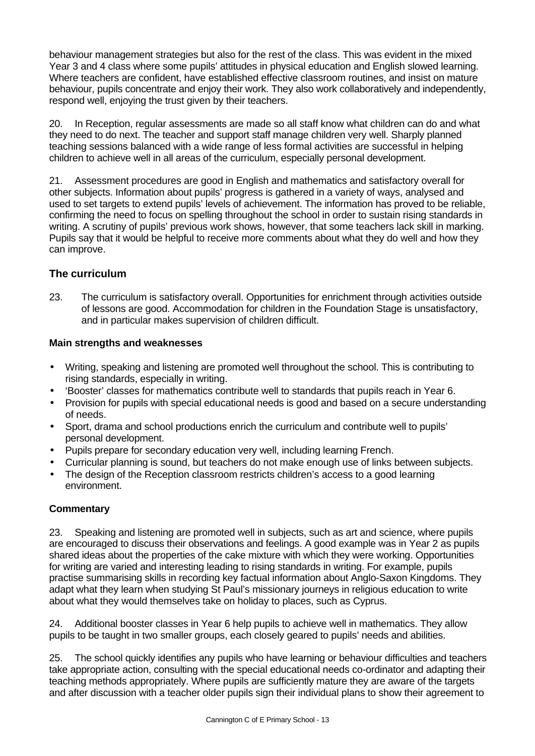behaviour management strategies but also for the rest of the class. This was evident in the mixed Year 3 and 4 class where some pupils' attitudes in physical education and English slowed learning. Where teachers are confident, have established effective classroom routines, and insist on mature behaviour, pupils concentrate and enjoy their work. They also work collaboratively and independently, respond well, enjoying the trust given by their teachers.

20. In Reception, regular assessments are made so all staff know what children can do and what they need to do next. The teacher and support staff manage children very well. Sharply planned teaching sessions balanced with a wide range of less formal activities are successful in helping children to achieve well in all areas of the curriculum, especially personal development.

21. Assessment procedures are good in English and mathematics and satisfactory overall for other subjects. Information about pupils' progress is gathered in a variety of ways, analysed and used to set targets to extend pupils' levels of achievement. The information has proved to be reliable, confirming the need to focus on spelling throughout the school in order to sustain rising standards in writing. A scrutiny of pupils' previous work shows, however, that some teachers lack skill in marking. Pupils say that it would be helpful to receive more comments about what they do well and how they can improve.

## The curriculum

23. The curriculum is satisfactory overall. Opportunities for enrichment through activities outside of lessons are good. Accommodation for children in the Foundation Stage is unsatisfactory, and in particular makes supervision of children difficult.

### Main strengths and weaknesses

- Writing, speaking and listening are promoted well throughout the school. This is contributing to rising standards, especially in writing.
- 'Booster' classes for mathematics contribute well to standards that pupils reach in Year 6.
- Provision for pupils with special educational needs is good and based on a secure understanding of needs.
- Sport, drama and school productions enrich the curriculum and contribute well to pupils' personal development.
- Pupils prepare for secondary education very well, including learning French.
- Curricular planning is sound, but teachers do not make enough use of links between subjects.
- The design of the Reception classroom restricts children's access to a good learning environment.

### Commentary

23. Speaking and listening are promoted well in subjects, such as art and science, where pupils are encouraged to discuss their observations and feelings. A good example was in Year 2 as pupils shared ideas about the properties of the cake mixture with which they were working. Opportunities for writing are varied and interesting leading to rising standards in writing. For example, pupils practise summarising skills in recording key factual information about Anglo-Saxon Kingdoms. They adapt what they learn when studying St Paul's missionary journeys in religious education to write about what they would themselves take on holiday to places, such as Cyprus.

24. Additional booster classes in Year 6 help pupils to achieve well in mathematics. They allow pupils to be taught in two smaller groups, each closely geared to pupils' needs and abilities.

25. The school quickly identifies any pupils who have learning or behaviour difficulties and teachers take appropriate action, consulting with the special educational needs co-ordinator and adapting their teaching methods appropriately. Where pupils are sufficiently mature they are aware of the targets and after discussion with a teacher older pupils sign their individual plans to show their agreement to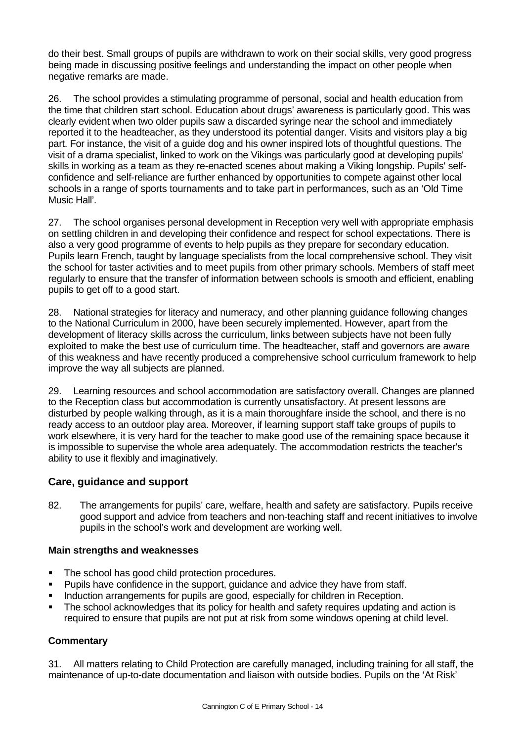do their best. Small groups of pupils are withdrawn to work on their social skills, very good progress being made in discussing positive feelings and understanding the impact on other people when negative remarks are made.

26. The school provides a stimulating programme of personal, social and health education from the time that children start school. Education about drugs' awareness is particularly good. This was clearly evident when two older pupils saw a discarded syringe near the school and immediately reported it to the headteacher, as they understood its potential danger. Visits and visitors play a big part. For instance, the visit of a guide dog and his owner inspired lots of thoughtful questions. The visit of a drama specialist, linked to work on the Vikings was particularly good at developing pupils' skills in working as a team as they re-enacted scenes about making a Viking longship. Pupils' self-confidence and self-reliance are further enhanced by opportunities to compete against other local schools in a range of sports tournaments and to take part in performances, such as an 'Old Time Music Hall'.

27. The school organises personal development in Reception very well with appropriate emphasis on settling children in and developing their confidence and respect for school expectations. There is also a very good programme of events to help pupils as they prepare for secondary education. Pupils learn French, taught by language specialists from the local comprehensive school. They visit the school for taster activities and to meet pupils from other primary schools. Members of staff meet regularly to ensure that the transfer of information between schools is smooth and efficient, enabling pupils to get off to a good start.

28. National strategies for literacy and numeracy, and other planning guidance following changes to the National Curriculum in 2000, have been securely implemented. However, apart from the development of literacy skills across the curriculum, links between subjects have not been fully exploited to make the best use of curriculum time. The headteacher, staff and governors are aware of this weakness and have recently produced a comprehensive school curriculum framework to help improve the way all subjects are planned.

29. Learning resources and school accommodation are satisfactory overall. Changes are planned to the Reception class but accommodation is currently unsatisfactory. At present lessons are disturbed by people walking through, as it is a main thoroughfare inside the school, and there is no ready access to an outdoor play area. Moreover, if learning support staff take groups of pupils to work elsewhere, it is very hard for the teacher to make good use of the remaining space because it is impossible to supervise the whole area adequately. The accommodation restricts the teacher's ability to use it flexibly and imaginatively.

## Care, guidance and support

82. The arrangements for pupils' care, welfare, health and safety are satisfactory. Pupils receive good support and advice from teachers and non-teaching staff and recent initiatives to involve pupils in the school's work and development are working well.

### Main strengths and weaknesses

- The school has good child protection procedures.
- Pupils have confidence in the support, guidance and advice they have from staff.
- Induction arrangements for pupils are good, especially for children in Reception.
- The school acknowledges that its policy for health and safety requires updating and action is required to ensure that pupils are not put at risk from some windows opening at child level.

### Commentary

31. All matters relating to Child Protection are carefully managed, including training for all staff, the maintenance of up-to-date documentation and liaison with outside bodies. Pupils on the 'At Risk'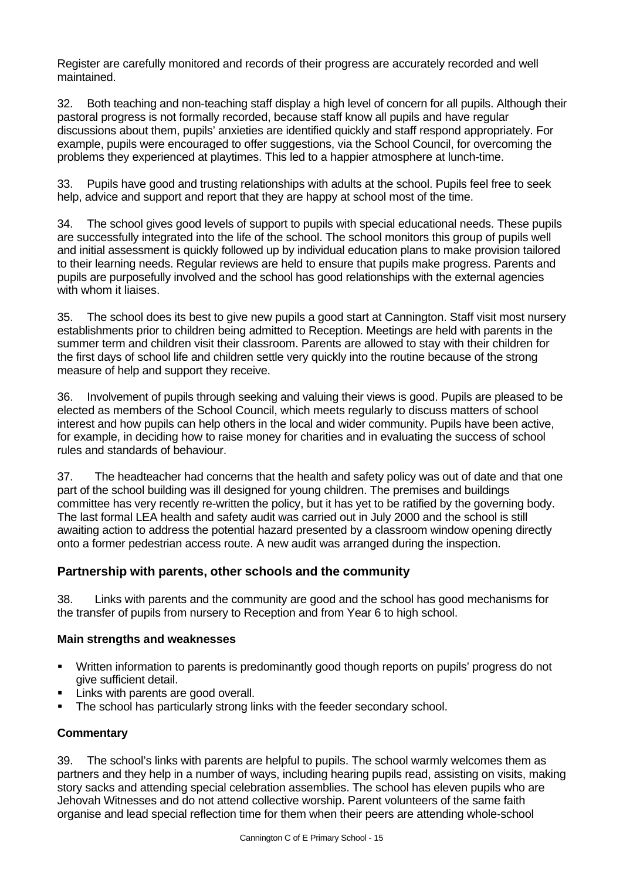Register are carefully monitored and records of their progress are accurately recorded and well maintained.

32. Both teaching and non-teaching staff display a high level of concern for all pupils. Although their pastoral progress is not formally recorded, because staff know all pupils and have regular discussions about them, pupils' anxieties are identified quickly and staff respond appropriately. For example, pupils were encouraged to offer suggestions, via the School Council, for overcoming the problems they experienced at playtimes. This led to a happier atmosphere at lunch-time.

33. Pupils have good and trusting relationships with adults at the school. Pupils feel free to seek help, advice and support and report that they are happy at school most of the time.

34. The school gives good levels of support to pupils with special educational needs. These pupils are successfully integrated into the life of the school. The school monitors this group of pupils well and initial assessment is quickly followed up by individual education plans to make provision tailored to their learning needs. Regular reviews are held to ensure that pupils make progress. Parents and pupils are purposefully involved and the school has good relationships with the external agencies with whom it liaises.

35. The school does its best to give new pupils a good start at Cannington. Staff visit most nursery establishments prior to children being admitted to Reception. Meetings are held with parents in the summer term and children visit their classroom. Parents are allowed to stay with their children for the first days of school life and children settle very quickly into the routine because of the strong measure of help and support they receive.

36. Involvement of pupils through seeking and valuing their views is good. Pupils are pleased to be elected as members of the School Council, which meets regularly to discuss matters of school interest and how pupils can help others in the local and wider community. Pupils have been active, for example, in deciding how to raise money for charities and in evaluating the success of school rules and standards of behaviour.

37. The headteacher had concerns that the health and safety policy was out of date and that one part of the school building was ill designed for young children. The premises and buildings committee has very recently re-written the policy, but it has yet to be ratified by the governing body. The last formal LEA health and safety audit was carried out in July 2000 and the school is still awaiting action to address the potential hazard presented by a classroom window opening directly onto a former pedestrian access route. A new audit was arranged during the inspection.

## Partnership with parents, other schools and the community

38. Links with parents and the community are good and the school has good mechanisms for the transfer of pupils from nursery to Reception and from Year 6 to high school.

### Main strengths and weaknesses

- Written information to parents is predominantly good though reports on pupils' progress do not give sufficient detail.
- Links with parents are good overall.
- The school has particularly strong links with the feeder secondary school.

### Commentary

39. The school's links with parents are helpful to pupils. The school warmly welcomes them as partners and they help in a number of ways, including hearing pupils read, assisting on visits, making story sacks and attending special celebration assemblies. The school has eleven pupils who are Jehovah Witnesses and do not attend collective worship. Parent volunteers of the same faith organise and lead special reflection time for them when their peers are attending whole-school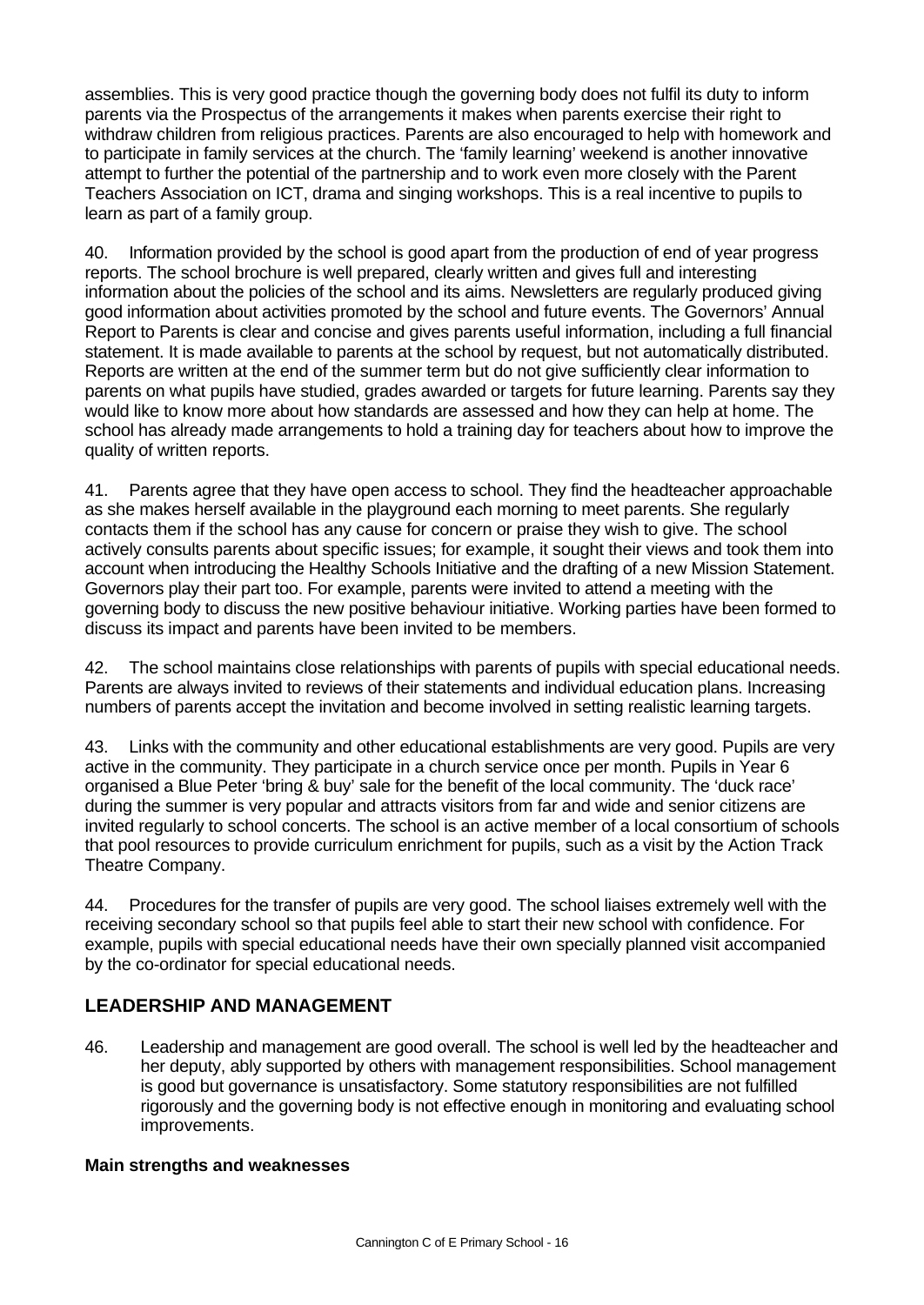assemblies. This is very good practice though the governing body does not fulfil its duty to inform parents via the Prospectus of the arrangements it makes when parents exercise their right to withdraw children from religious practices. Parents are also encouraged to help with homework and to participate in family services at the church. The 'family learning' weekend is another innovative attempt to further the potential of the partnership and to work even more closely with the Parent Teachers Association on ICT, drama and singing workshops. This is a real incentive to pupils to learn as part of a family group.

40. Information provided by the school is good apart from the production of end of year progress reports. The school brochure is well prepared, clearly written and gives full and interesting information about the policies of the school and its aims. Newsletters are regularly produced giving good information about activities promoted by the school and future events. The Governors' Annual Report to Parents is clear and concise and gives parents useful information, including a full financial statement. It is made available to parents at the school by request, but not automatically distributed. Reports are written at the end of the summer term but do not give sufficiently clear information to parents on what pupils have studied, grades awarded or targets for future learning. Parents say they would like to know more about how standards are assessed and how they can help at home. The school has already made arrangements to hold a training day for teachers about how to improve the quality of written reports.

41. Parents agree that they have open access to school. They find the headteacher approachable as she makes herself available in the playground each morning to meet parents. She regularly contacts them if the school has any cause for concern or praise they wish to give. The school actively consults parents about specific issues; for example, it sought their views and took them into account when introducing the Healthy Schools Initiative and the drafting of a new Mission Statement. Governors play their part too. For example, parents were invited to attend a meeting with the governing body to discuss the new positive behaviour initiative. Working parties have been formed to discuss its impact and parents have been invited to be members.

42. The school maintains close relationships with parents of pupils with special educational needs. Parents are always invited to reviews of their statements and individual education plans. Increasing numbers of parents accept the invitation and become involved in setting realistic learning targets.

43. Links with the community and other educational establishments are very good. Pupils are very active in the community. They participate in a church service once per month. Pupils in Year 6 organised a Blue Peter 'bring & buy' sale for the benefit of the local community. The 'duck race' during the summer is very popular and attracts visitors from far and wide and senior citizens are invited regularly to school concerts. The school is an active member of a local consortium of schools that pool resources to provide curriculum enrichment for pupils, such as a visit by the Action Track Theatre Company.

44. Procedures for the transfer of pupils are very good. The school liaises extremely well with the receiving secondary school so that pupils feel able to start their new school with confidence. For example, pupils with special educational needs have their own specially planned visit accompanied by the co-ordinator for special educational needs.

## LEADERSHIP AND MANAGEMENT

46. Leadership and management are good overall. The school is well led by the headteacher and her deputy, ably supported by others with management responsibilities. School management is good but governance is unsatisfactory. Some statutory responsibilities are not fulfilled rigorously and the governing body is not effective enough in monitoring and evaluating school improvements.

**Main strengths and weaknesses**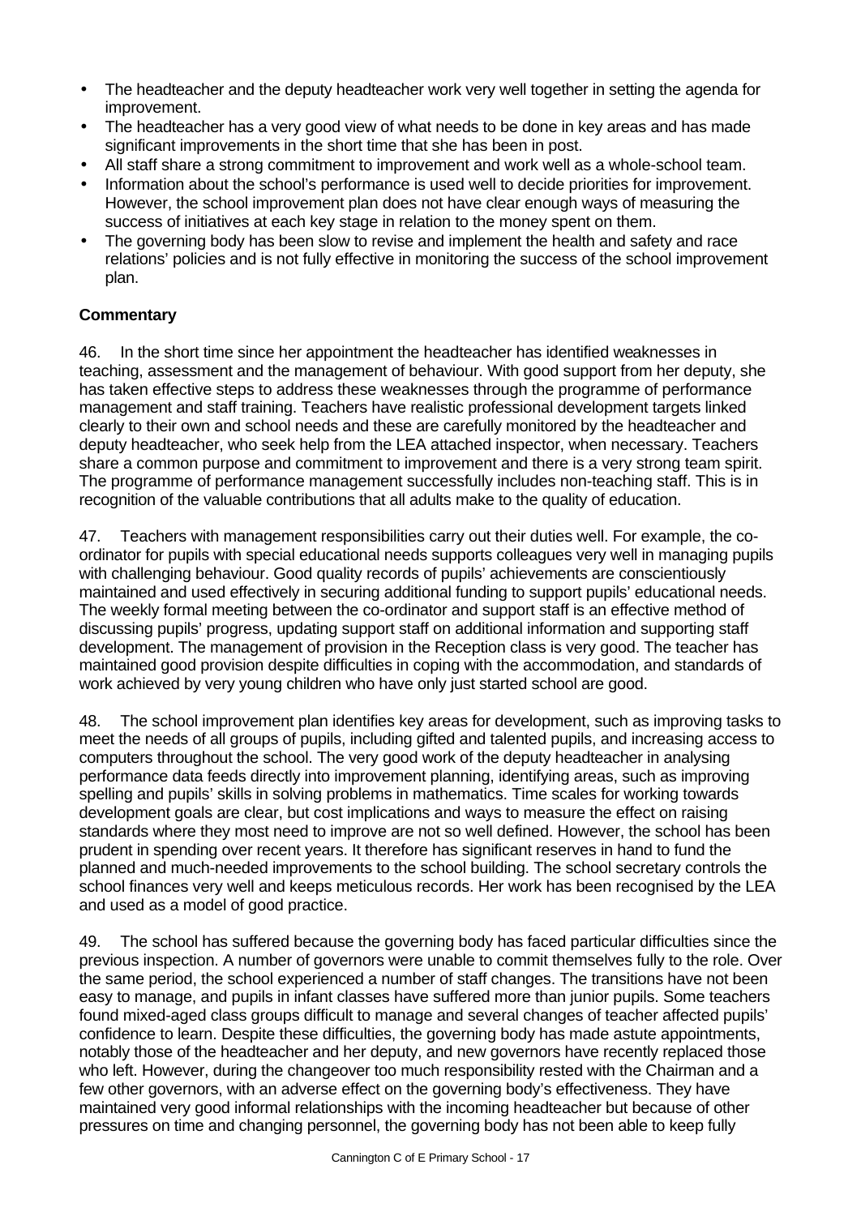- The headteacher and the deputy headteacher work very well together in setting the agenda for improvement.
- The headteacher has a very good view of what needs to be done in key areas and has made significant improvements in the short time that she has been in post.
- All staff share a strong commitment to improvement and work well as a whole-school team.
- Information about the school's performance is used well to decide priorities for improvement. However, the school improvement plan does not have clear enough ways of measuring the success of initiatives at each key stage in relation to the money spent on them.
- The governing body has been slow to revise and implement the health and safety and race relations' policies and is not fully effective in monitoring the success of the school improvement plan.

**Commentary**

46. In the short time since her appointment the headteacher has identified weaknesses in teaching, assessment and the management of behaviour. With good support from her deputy, she has taken effective steps to address these weaknesses through the programme of performance management and staff training. Teachers have realistic professional development targets linked clearly to their own and school needs and these are carefully monitored by the headteacher and deputy headteacher, who seek help from the LEA attached inspector, when necessary. Teachers share a common purpose and commitment to improvement and there is a very strong team spirit. The programme of performance management successfully includes non-teaching staff. This is in recognition of the valuable contributions that all adults make to the quality of education.

47. Teachers with management responsibilities carry out their duties well. For example, the co-ordinator for pupils with special educational needs supports colleagues very well in managing pupils with challenging behaviour. Good quality records of pupils' achievements are conscientiously maintained and used effectively in securing additional funding to support pupils' educational needs. The weekly formal meeting between the co-ordinator and support staff is an effective method of discussing pupils' progress, updating support staff on additional information and supporting staff development. The management of provision in the Reception class is very good. The teacher has maintained good provision despite difficulties in coping with the accommodation, and standards of work achieved by very young children who have only just started school are good.

48. The school improvement plan identifies key areas for development, such as improving tasks to meet the needs of all groups of pupils, including gifted and talented pupils, and increasing access to computers throughout the school. The very good work of the deputy headteacher in analysing performance data feeds directly into improvement planning, identifying areas, such as improving spelling and pupils' skills in solving problems in mathematics. Time scales for working towards development goals are clear, but cost implications and ways to measure the effect on raising standards where they most need to improve are not so well defined. However, the school has been prudent in spending over recent years. It therefore has significant reserves in hand to fund the planned and much-needed improvements to the school building. The school secretary controls the school finances very well and keeps meticulous records. Her work has been recognised by the LEA and used as a model of good practice.

49. The school has suffered because the governing body has faced particular difficulties since the previous inspection. A number of governors were unable to commit themselves fully to the role. Over the same period, the school experienced a number of staff changes. The transitions have not been easy to manage, and pupils in infant classes have suffered more than junior pupils. Some teachers found mixed-aged class groups difficult to manage and several changes of teacher affected pupils' confidence to learn. Despite these difficulties, the governing body has made astute appointments, notably those of the headteacher and her deputy, and new governors have recently replaced those who left. However, during the changeover too much responsibility rested with the Chairman and a few other governors, with an adverse effect on the governing body's effectiveness. They have maintained very good informal relationships with the incoming headteacher but because of other pressures on time and changing personnel, the governing body has not been able to keep fully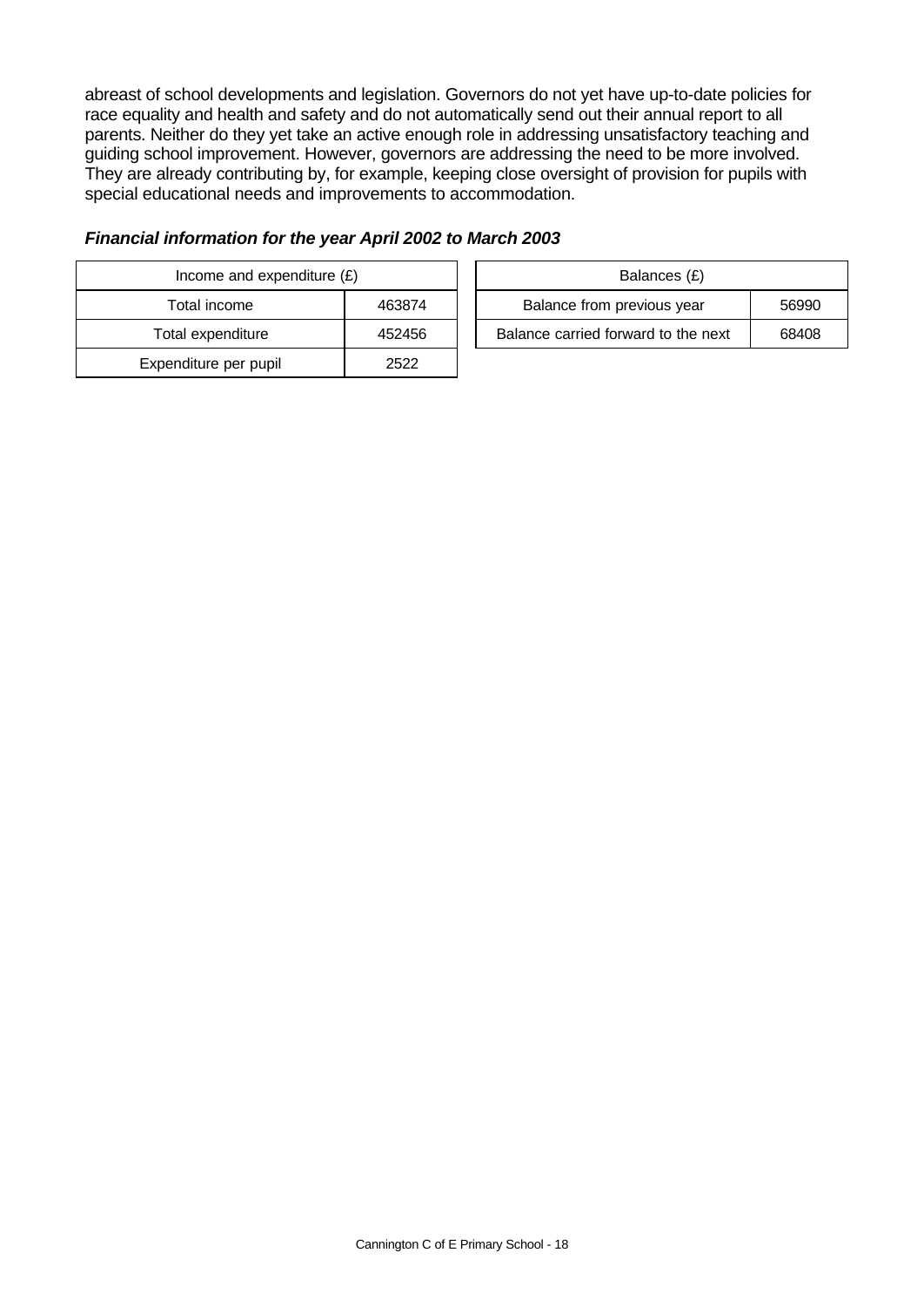abreast of school developments and legislation. Governors do not yet have up-to-date policies for race equality and health and safety and do not automatically send out their annual report to all parents. Neither do they yet take an active enough role in addressing unsatisfactory teaching and guiding school improvement. However, governors are addressing the need to be more involved. They are already contributing by, for example, keeping close oversight of provision for pupils with special educational needs and improvements to accommodation.

### *Financial information for the year April 2002 to March 2003*

| Income and expenditure (£) | |
|---|---|
| Total income | 463874 |
| Total expenditure | 452456 |
| Expenditure per pupil | 2522 |

| Balances (£) | |
|---|---|
| Balance from previous year | 56990 |
| Balance carried forward to the next | 68408 |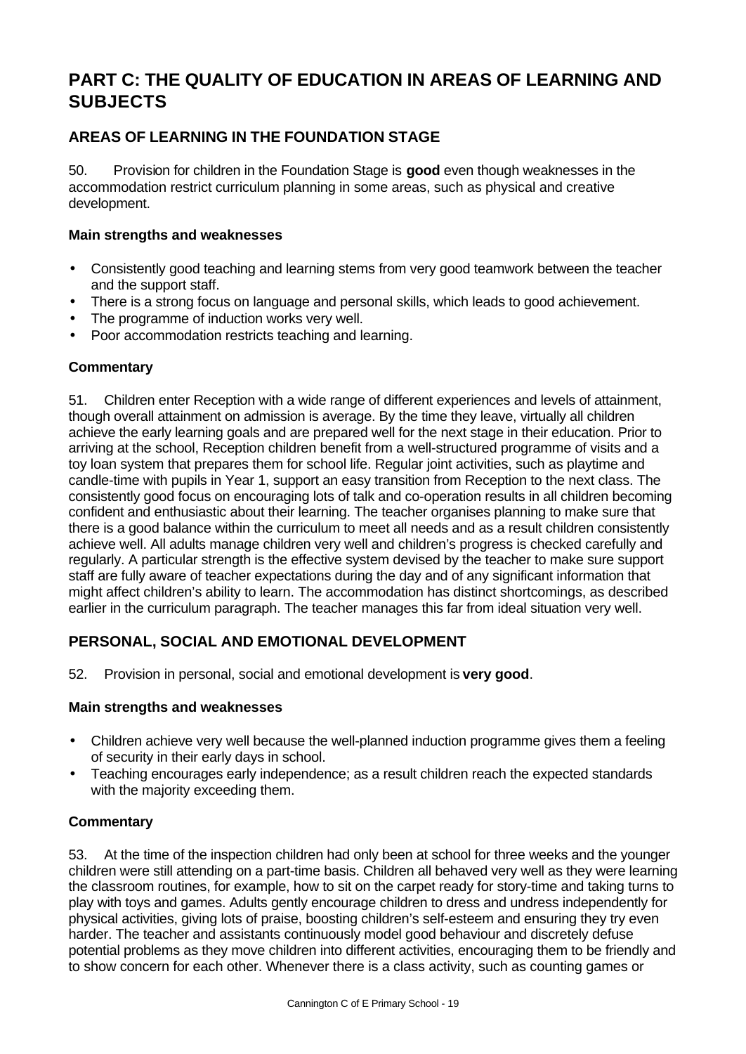# PART C: THE QUALITY OF EDUCATION IN AREAS OF LEARNING AND SUBJECTS

## AREAS OF LEARNING IN THE FOUNDATION STAGE

50. Provision for children in the Foundation Stage is **good** even though weaknesses in the accommodation restrict curriculum planning in some areas, such as physical and creative development.

### Main strengths and weaknesses

- Consistently good teaching and learning stems from very good teamwork between the teacher and the support staff.
- There is a strong focus on language and personal skills, which leads to good achievement.
- The programme of induction works very well.
- Poor accommodation restricts teaching and learning.

### Commentary

51. Children enter Reception with a wide range of different experiences and levels of attainment, though overall attainment on admission is average. By the time they leave, virtually all children achieve the early learning goals and are prepared well for the next stage in their education. Prior to arriving at the school, Reception children benefit from a well-structured programme of visits and a toy loan system that prepares them for school life. Regular joint activities, such as playtime and candle-time with pupils in Year 1, support an easy transition from Reception to the next class. The consistently good focus on encouraging lots of talk and co-operation results in all children becoming confident and enthusiastic about their learning. The teacher organises planning to make sure that there is a good balance within the curriculum to meet all needs and as a result children consistently achieve well. All adults manage children very well and children's progress is checked carefully and regularly. A particular strength is the effective system devised by the teacher to make sure support staff are fully aware of teacher expectations during the day and of any significant information that might affect children's ability to learn. The accommodation has distinct shortcomings, as described earlier in the curriculum paragraph. The teacher manages this far from ideal situation very well.

## PERSONAL, SOCIAL AND EMOTIONAL DEVELOPMENT

52. Provision in personal, social and emotional development is **very good**.

### Main strengths and weaknesses

- Children achieve very well because the well-planned induction programme gives them a feeling of security in their early days in school.
- Teaching encourages early independence; as a result children reach the expected standards with the majority exceeding them.

### Commentary

53. At the time of the inspection children had only been at school for three weeks and the younger children were still attending on a part-time basis. Children all behaved very well as they were learning the classroom routines, for example, how to sit on the carpet ready for story-time and taking turns to play with toys and games. Adults gently encourage children to dress and undress independently for physical activities, giving lots of praise, boosting children's self-esteem and ensuring they try even harder. The teacher and assistants continuously model good behaviour and discretely defuse potential problems as they move children into different activities, encouraging them to be friendly and to show concern for each other. Whenever there is a class activity, such as counting games or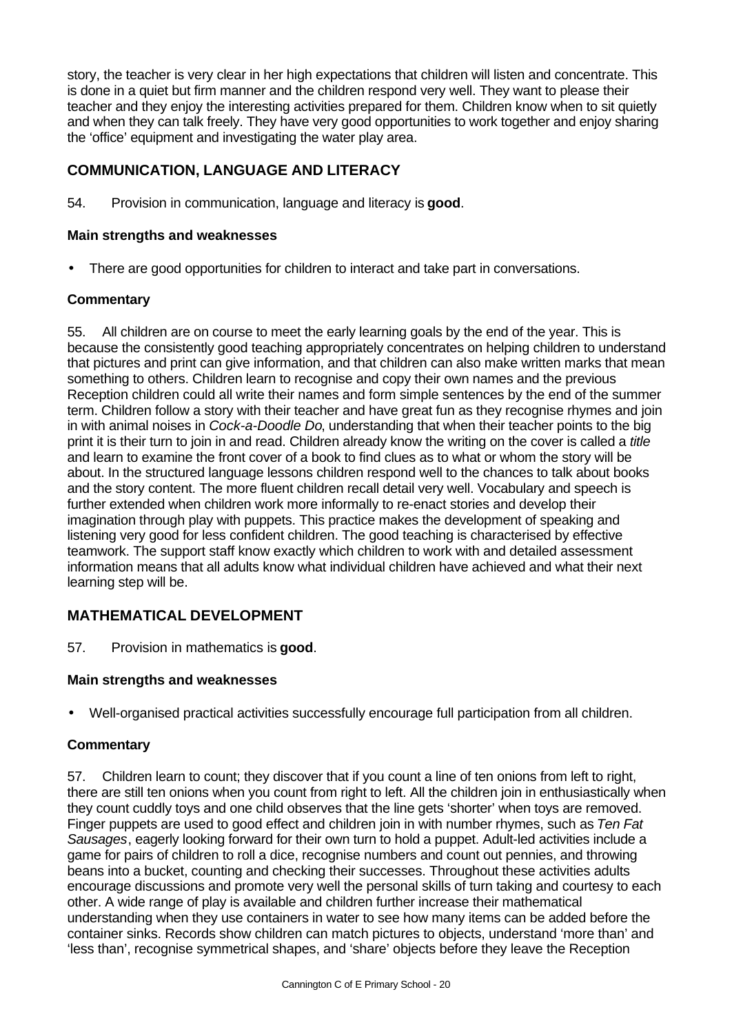story, the teacher is very clear in her high expectations that children will listen and concentrate. This is done in a quiet but firm manner and the children respond very well. They want to please their teacher and they enjoy the interesting activities prepared for them. Children know when to sit quietly and when they can talk freely. They have very good opportunities to work together and enjoy sharing the 'office' equipment and investigating the water play area.

## COMMUNICATION, LANGUAGE AND LITERACY

54. Provision in communication, language and literacy is **good**.

### Main strengths and weaknesses

- There are good opportunities for children to interact and take part in conversations.

### Commentary

55. All children are on course to meet the early learning goals by the end of the year. This is because the consistently good teaching appropriately concentrates on helping children to understand that pictures and print can give information, and that children can also make written marks that mean something to others. Children learn to recognise and copy their own names and the previous Reception children could all write their names and form simple sentences by the end of the summer term. Children follow a story with their teacher and have great fun as they recognise rhymes and join in with animal noises in *Cock-a-Doodle Do*, understanding that when their teacher points to the big print it is their turn to join in and read. Children already know the writing on the cover is called a *title* and learn to examine the front cover of a book to find clues as to what or whom the story will be about. In the structured language lessons children respond well to the chances to talk about books and the story content. The more fluent children recall detail very well. Vocabulary and speech is further extended when children work more informally to re-enact stories and develop their imagination through play with puppets. This practice makes the development of speaking and listening very good for less confident children. The good teaching is characterised by effective teamwork. The support staff know exactly which children to work with and detailed assessment information means that all adults know what individual children have achieved and what their next learning step will be.

## MATHEMATICAL DEVELOPMENT

57. Provision in mathematics is **good**.

### Main strengths and weaknesses

- Well-organised practical activities successfully encourage full participation from all children.

### Commentary

57. Children learn to count; they discover that if you count a line of ten onions from left to right, there are still ten onions when you count from right to left. All the children join in enthusiastically when they count cuddly toys and one child observes that the line gets 'shorter' when toys are removed. Finger puppets are used to good effect and children join in with number rhymes, such as *Ten Fat Sausages*, eagerly looking forward for their own turn to hold a puppet. Adult-led activities include a game for pairs of children to roll a dice, recognise numbers and count out pennies, and throwing beans into a bucket, counting and checking their successes. Throughout these activities adults encourage discussions and promote very well the personal skills of turn taking and courtesy to each other. A wide range of play is available and children further increase their mathematical understanding when they use containers in water to see how many items can be added before the container sinks. Records show children can match pictures to objects, understand 'more than' and 'less than', recognise symmetrical shapes, and 'share' objects before they leave the Reception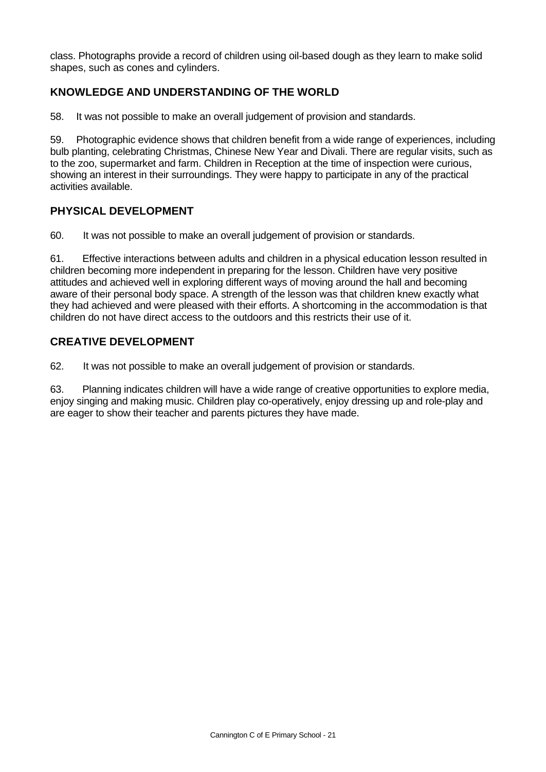class. Photographs provide a record of children using oil-based dough as they learn to make solid shapes, such as cones and cylinders.

## KNOWLEDGE AND UNDERSTANDING OF THE WORLD

58. It was not possible to make an overall judgement of provision and standards.

59. Photographic evidence shows that children benefit from a wide range of experiences, including bulb planting, celebrating Christmas, Chinese New Year and Divali. There are regular visits, such as to the zoo, supermarket and farm. Children in Reception at the time of inspection were curious, showing an interest in their surroundings. They were happy to participate in any of the practical activities available.

## PHYSICAL DEVELOPMENT

60. It was not possible to make an overall judgement of provision or standards.

61. Effective interactions between adults and children in a physical education lesson resulted in children becoming more independent in preparing for the lesson. Children have very positive attitudes and achieved well in exploring different ways of moving around the hall and becoming aware of their personal body space. A strength of the lesson was that children knew exactly what they had achieved and were pleased with their efforts. A shortcoming in the accommodation is that children do not have direct access to the outdoors and this restricts their use of it.

## CREATIVE DEVELOPMENT

62. It was not possible to make an overall judgement of provision or standards.

63. Planning indicates children will have a wide range of creative opportunities to explore media, enjoy singing and making music. Children play co-operatively, enjoy dressing up and role-play and are eager to show their teacher and parents pictures they have made.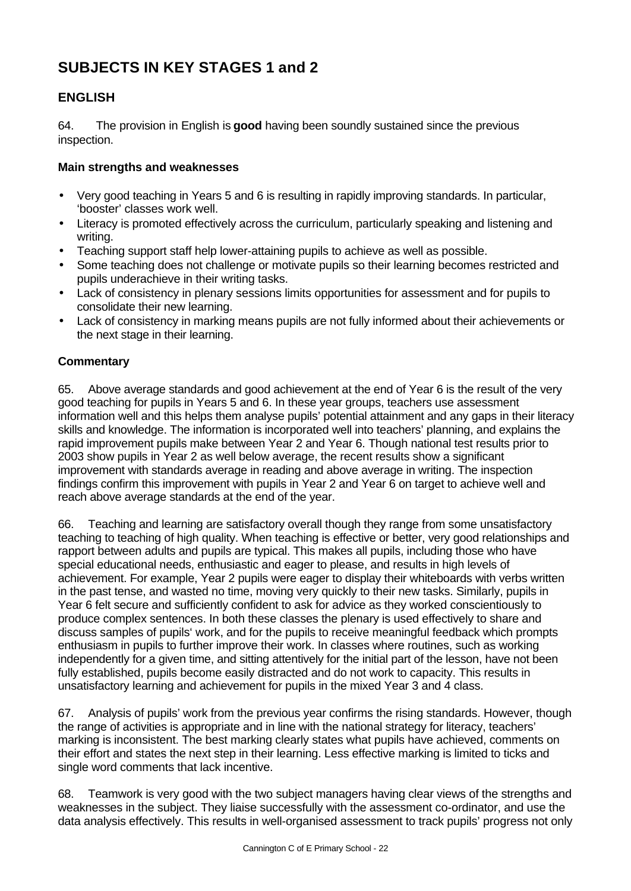# SUBJECTS IN KEY STAGES 1 and 2

## ENGLISH

64. The provision in English is **good** having been soundly sustained since the previous inspection.

### Main strengths and weaknesses

- Very good teaching in Years 5 and 6 is resulting in rapidly improving standards. In particular, 'booster' classes work well.
- Literacy is promoted effectively across the curriculum, particularly speaking and listening and writing.
- Teaching support staff help lower-attaining pupils to achieve as well as possible.
- Some teaching does not challenge or motivate pupils so their learning becomes restricted and pupils underachieve in their writing tasks.
- Lack of consistency in plenary sessions limits opportunities for assessment and for pupils to consolidate their new learning.
- Lack of consistency in marking means pupils are not fully informed about their achievements or the next stage in their learning.

### Commentary

65. Above average standards and good achievement at the end of Year 6 is the result of the very good teaching for pupils in Years 5 and 6. In these year groups, teachers use assessment information well and this helps them analyse pupils' potential attainment and any gaps in their literacy skills and knowledge. The information is incorporated well into teachers' planning, and explains the rapid improvement pupils make between Year 2 and Year 6. Though national test results prior to 2003 show pupils in Year 2 as well below average, the recent results show a significant improvement with standards average in reading and above average in writing. The inspection findings confirm this improvement with pupils in Year 2 and Year 6 on target to achieve well and reach above average standards at the end of the year.

66. Teaching and learning are satisfactory overall though they range from some unsatisfactory teaching to teaching of high quality. When teaching is effective or better, very good relationships and rapport between adults and pupils are typical. This makes all pupils, including those who have special educational needs, enthusiastic and eager to please, and results in high levels of achievement. For example, Year 2 pupils were eager to display their whiteboards with verbs written in the past tense, and wasted no time, moving very quickly to their new tasks. Similarly, pupils in Year 6 felt secure and sufficiently confident to ask for advice as they worked conscientiously to produce complex sentences. In both these classes the plenary is used effectively to share and discuss samples of pupils' work, and for the pupils to receive meaningful feedback which prompts enthusiasm in pupils to further improve their work. In classes where routines, such as working independently for a given time, and sitting attentively for the initial part of the lesson, have not been fully established, pupils become easily distracted and do not work to capacity. This results in unsatisfactory learning and achievement for pupils in the mixed Year 3 and 4 class.

67. Analysis of pupils' work from the previous year confirms the rising standards. However, though the range of activities is appropriate and in line with the national strategy for literacy, teachers' marking is inconsistent. The best marking clearly states what pupils have achieved, comments on their effort and states the next step in their learning. Less effective marking is limited to ticks and single word comments that lack incentive.

68. Teamwork is very good with the two subject managers having clear views of the strengths and weaknesses in the subject. They liaise successfully with the assessment co-ordinator, and use the data analysis effectively. This results in well-organised assessment to track pupils' progress not only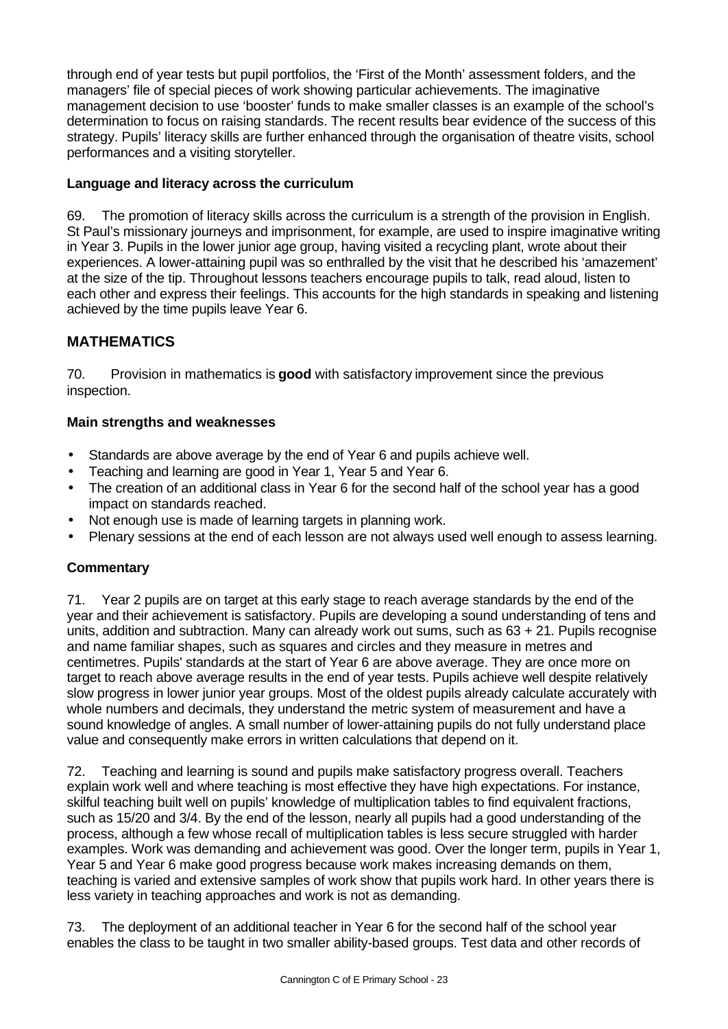through end of year tests but pupil portfolios, the 'First of the Month' assessment folders, and the managers' file of special pieces of work showing particular achievements. The imaginative management decision to use 'booster' funds to make smaller classes is an example of the school's determination to focus on raising standards. The recent results bear evidence of the success of this strategy. Pupils' literacy skills are further enhanced through the organisation of theatre visits, school performances and a visiting storyteller.

### Language and literacy across the curriculum

69. The promotion of literacy skills across the curriculum is a strength of the provision in English. St Paul's missionary journeys and imprisonment, for example, are used to inspire imaginative writing in Year 3. Pupils in the lower junior age group, having visited a recycling plant, wrote about their experiences. A lower-attaining pupil was so enthralled by the visit that he described his 'amazement' at the size of the tip. Throughout lessons teachers encourage pupils to talk, read aloud, listen to each other and express their feelings. This accounts for the high standards in speaking and listening achieved by the time pupils leave Year 6.

## MATHEMATICS

70. Provision in mathematics is **good** with satisfactory improvement since the previous inspection.

### Main strengths and weaknesses

- Standards are above average by the end of Year 6 and pupils achieve well.
- Teaching and learning are good in Year 1, Year 5 and Year 6.
- The creation of an additional class in Year 6 for the second half of the school year has a good impact on standards reached.
- Not enough use is made of learning targets in planning work.
- Plenary sessions at the end of each lesson are not always used well enough to assess learning.

### Commentary

71. Year 2 pupils are on target at this early stage to reach average standards by the end of the year and their achievement is satisfactory. Pupils are developing a sound understanding of tens and units, addition and subtraction. Many can already work out sums, such as 63 + 21. Pupils recognise and name familiar shapes, such as squares and circles and they measure in metres and centimetres. Pupils' standards at the start of Year 6 are above average. They are once more on target to reach above average results in the end of year tests. Pupils achieve well despite relatively slow progress in lower junior year groups. Most of the oldest pupils already calculate accurately with whole numbers and decimals, they understand the metric system of measurement and have a sound knowledge of angles. A small number of lower-attaining pupils do not fully understand place value and consequently make errors in written calculations that depend on it.

72. Teaching and learning is sound and pupils make satisfactory progress overall. Teachers explain work well and where teaching is most effective they have high expectations. For instance, skilful teaching built well on pupils' knowledge of multiplication tables to find equivalent fractions, such as 15/20 and 3/4. By the end of the lesson, nearly all pupils had a good understanding of the process, although a few whose recall of multiplication tables is less secure struggled with harder examples. Work was demanding and achievement was good. Over the longer term, pupils in Year 1, Year 5 and Year 6 make good progress because work makes increasing demands on them, teaching is varied and extensive samples of work show that pupils work hard. In other years there is less variety in teaching approaches and work is not as demanding.

73. The deployment of an additional teacher in Year 6 for the second half of the school year enables the class to be taught in two smaller ability-based groups. Test data and other records of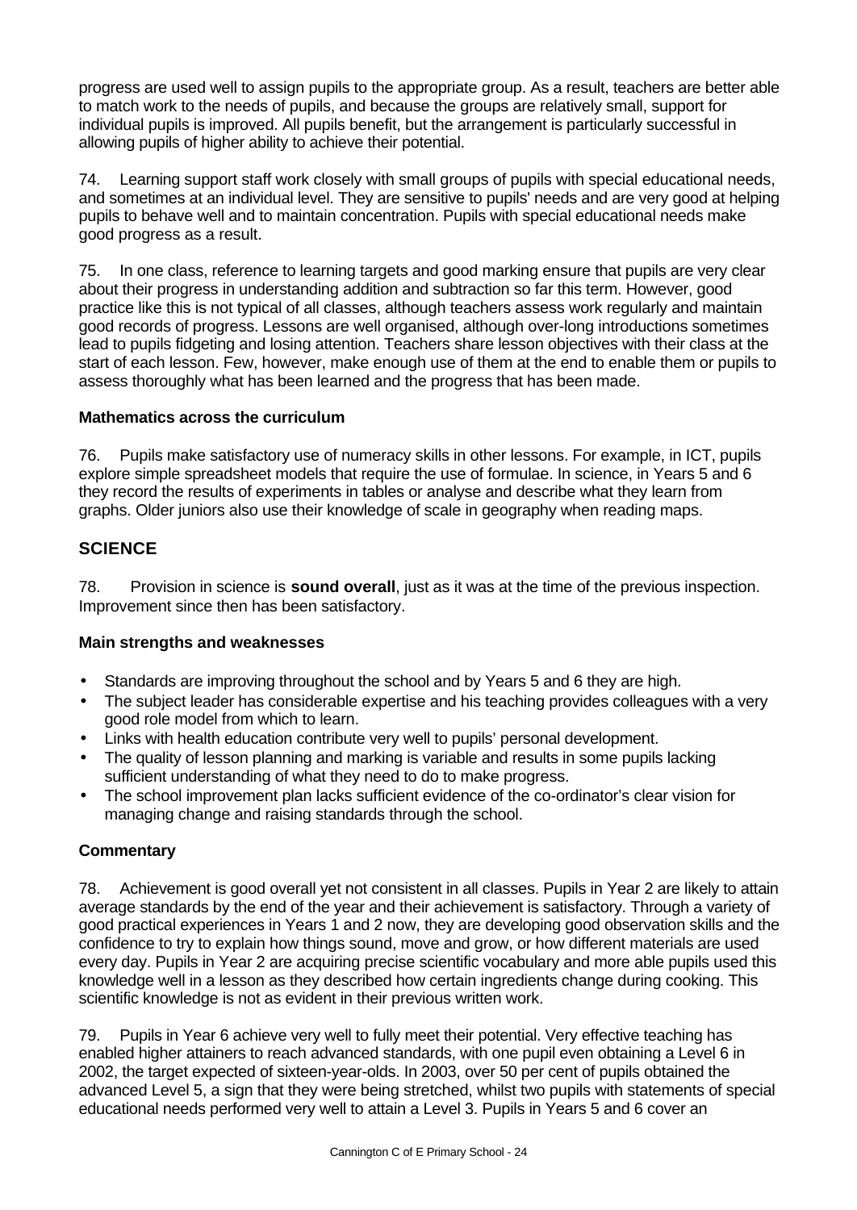progress are used well to assign pupils to the appropriate group. As a result, teachers are better able to match work to the needs of pupils, and because the groups are relatively small, support for individual pupils is improved. All pupils benefit, but the arrangement is particularly successful in allowing pupils of higher ability to achieve their potential.

74. Learning support staff work closely with small groups of pupils with special educational needs, and sometimes at an individual level. They are sensitive to pupils' needs and are very good at helping pupils to behave well and to maintain concentration. Pupils with special educational needs make good progress as a result.

75. In one class, reference to learning targets and good marking ensure that pupils are very clear about their progress in understanding addition and subtraction so far this term. However, good practice like this is not typical of all classes, although teachers assess work regularly and maintain good records of progress. Lessons are well organised, although over-long introductions sometimes lead to pupils fidgeting and losing attention. Teachers share lesson objectives with their class at the start of each lesson. Few, however, make enough use of them at the end to enable them or pupils to assess thoroughly what has been learned and the progress that has been made.

### Mathematics across the curriculum

76. Pupils make satisfactory use of numeracy skills in other lessons. For example, in ICT, pupils explore simple spreadsheet models that require the use of formulae. In science, in Years 5 and 6 they record the results of experiments in tables or analyse and describe what they learn from graphs. Older juniors also use their knowledge of scale in geography when reading maps.

## SCIENCE

78. Provision in science is **sound overall**, just as it was at the time of the previous inspection. Improvement since then has been satisfactory.

### Main strengths and weaknesses

- Standards are improving throughout the school and by Years 5 and 6 they are high.
- The subject leader has considerable expertise and his teaching provides colleagues with a very good role model from which to learn.
- Links with health education contribute very well to pupils' personal development.
- The quality of lesson planning and marking is variable and results in some pupils lacking sufficient understanding of what they need to do to make progress.
- The school improvement plan lacks sufficient evidence of the co-ordinator's clear vision for managing change and raising standards through the school.

### Commentary

78. Achievement is good overall yet not consistent in all classes. Pupils in Year 2 are likely to attain average standards by the end of the year and their achievement is satisfactory. Through a variety of good practical experiences in Years 1 and 2 now, they are developing good observation skills and the confidence to try to explain how things sound, move and grow, or how different materials are used every day. Pupils in Year 2 are acquiring precise scientific vocabulary and more able pupils used this knowledge well in a lesson as they described how certain ingredients change during cooking. This scientific knowledge is not as evident in their previous written work.

79. Pupils in Year 6 achieve very well to fully meet their potential. Very effective teaching has enabled higher attainers to reach advanced standards, with one pupil even obtaining a Level 6 in 2002, the target expected of sixteen-year-olds. In 2003, over 50 per cent of pupils obtained the advanced Level 5, a sign that they were being stretched, whilst two pupils with statements of special educational needs performed very well to attain a Level 3. Pupils in Years 5 and 6 cover an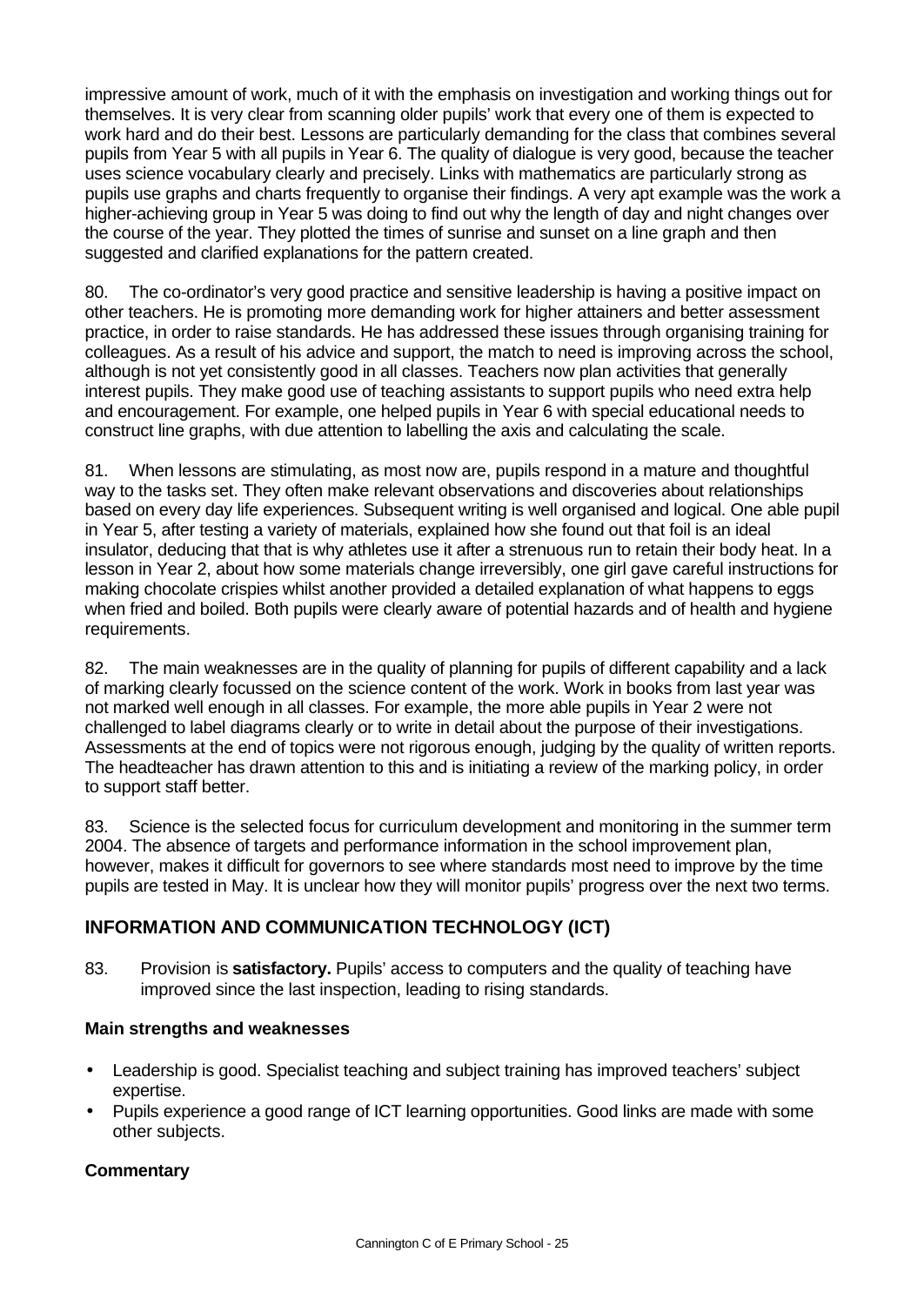impressive amount of work, much of it with the emphasis on investigation and working things out for themselves. It is very clear from scanning older pupils' work that every one of them is expected to work hard and do their best. Lessons are particularly demanding for the class that combines several pupils from Year 5 with all pupils in Year 6. The quality of dialogue is very good, because the teacher uses science vocabulary clearly and precisely. Links with mathematics are particularly strong as pupils use graphs and charts frequently to organise their findings. A very apt example was the work a higher-achieving group in Year 5 was doing to find out why the length of day and night changes over the course of the year. They plotted the times of sunrise and sunset on a line graph and then suggested and clarified explanations for the pattern created.

80. The co-ordinator's very good practice and sensitive leadership is having a positive impact on other teachers. He is promoting more demanding work for higher attainers and better assessment practice, in order to raise standards. He has addressed these issues through organising training for colleagues. As a result of his advice and support, the match to need is improving across the school, although is not yet consistently good in all classes. Teachers now plan activities that generally interest pupils. They make good use of teaching assistants to support pupils who need extra help and encouragement. For example, one helped pupils in Year 6 with special educational needs to construct line graphs, with due attention to labelling the axis and calculating the scale.

81. When lessons are stimulating, as most now are, pupils respond in a mature and thoughtful way to the tasks set. They often make relevant observations and discoveries about relationships based on every day life experiences. Subsequent writing is well organised and logical. One able pupil in Year 5, after testing a variety of materials, explained how she found out that foil is an ideal insulator, deducing that that is why athletes use it after a strenuous run to retain their body heat. In a lesson in Year 2, about how some materials change irreversibly, one girl gave careful instructions for making chocolate crispies whilst another provided a detailed explanation of what happens to eggs when fried and boiled. Both pupils were clearly aware of potential hazards and of health and hygiene requirements.

82. The main weaknesses are in the quality of planning for pupils of different capability and a lack of marking clearly focussed on the science content of the work. Work in books from last year was not marked well enough in all classes. For example, the more able pupils in Year 2 were not challenged to label diagrams clearly or to write in detail about the purpose of their investigations. Assessments at the end of topics were not rigorous enough, judging by the quality of written reports. The headteacher has drawn attention to this and is initiating a review of the marking policy, in order to support staff better.

83. Science is the selected focus for curriculum development and monitoring in the summer term 2004. The absence of targets and performance information in the school improvement plan, however, makes it difficult for governors to see where standards most need to improve by the time pupils are tested in May. It is unclear how they will monitor pupils' progress over the next two terms.

## INFORMATION AND COMMUNICATION TECHNOLOGY (ICT)

83. Provision is **satisfactory.** Pupils' access to computers and the quality of teaching have improved since the last inspection, leading to rising standards.

### Main strengths and weaknesses

- Leadership is good. Specialist teaching and subject training has improved teachers' subject expertise.
- Pupils experience a good range of ICT learning opportunities. Good links are made with some other subjects.

### Commentary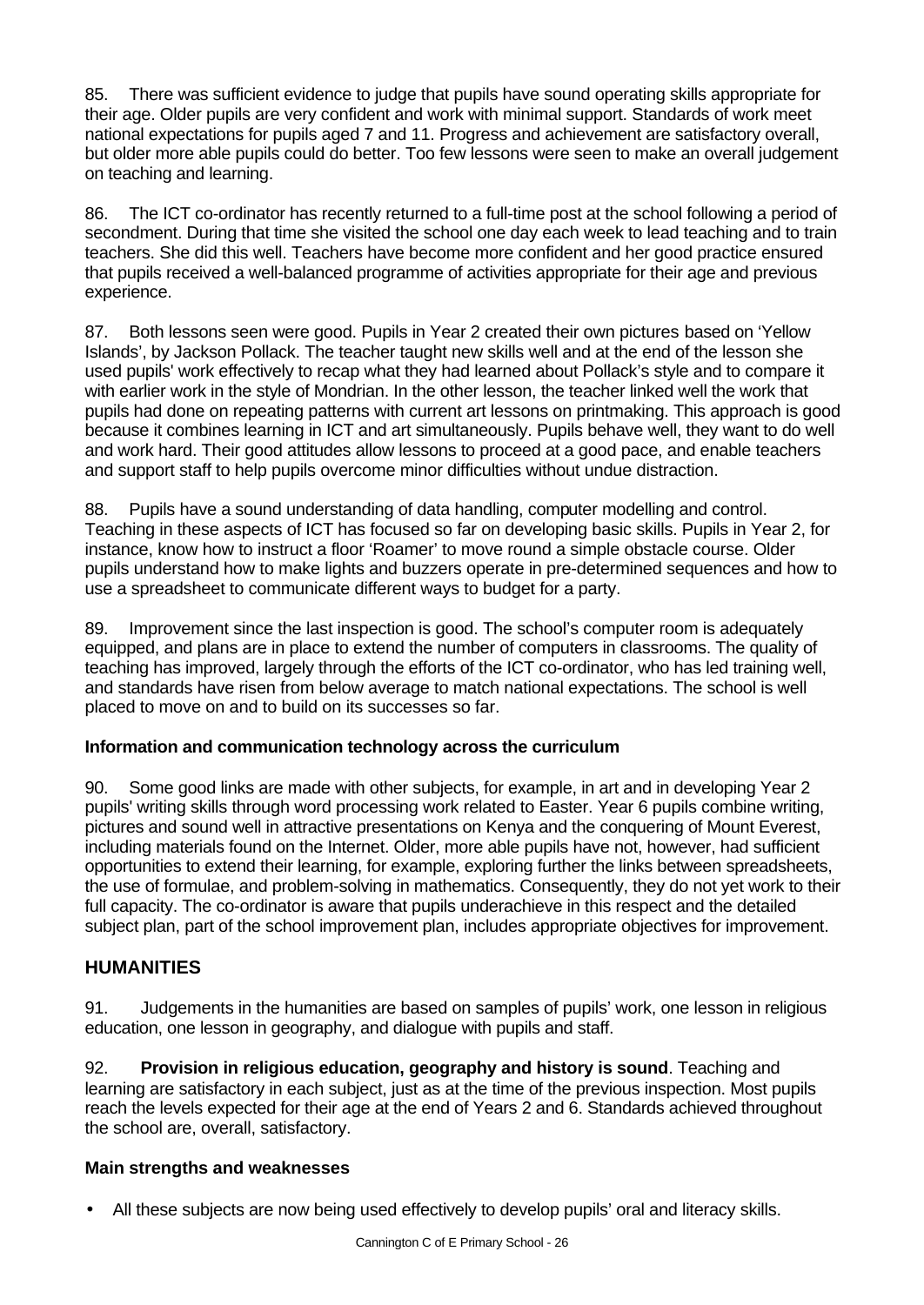85. There was sufficient evidence to judge that pupils have sound operating skills appropriate for their age. Older pupils are very confident and work with minimal support. Standards of work meet national expectations for pupils aged 7 and 11. Progress and achievement are satisfactory overall, but older more able pupils could do better. Too few lessons were seen to make an overall judgement on teaching and learning.

86. The ICT co-ordinator has recently returned to a full-time post at the school following a period of secondment. During that time she visited the school one day each week to lead teaching and to train teachers. She did this well. Teachers have become more confident and her good practice ensured that pupils received a well-balanced programme of activities appropriate for their age and previous experience.

87. Both lessons seen were good. Pupils in Year 2 created their own pictures based on 'Yellow Islands', by Jackson Pollack. The teacher taught new skills well and at the end of the lesson she used pupils' work effectively to recap what they had learned about Pollack's style and to compare it with earlier work in the style of Mondrian. In the other lesson, the teacher linked well the work that pupils had done on repeating patterns with current art lessons on printmaking. This approach is good because it combines learning in ICT and art simultaneously. Pupils behave well, they want to do well and work hard. Their good attitudes allow lessons to proceed at a good pace, and enable teachers and support staff to help pupils overcome minor difficulties without undue distraction.

88. Pupils have a sound understanding of data handling, computer modelling and control. Teaching in these aspects of ICT has focused so far on developing basic skills. Pupils in Year 2, for instance, know how to instruct a floor 'Roamer' to move round a simple obstacle course. Older pupils understand how to make lights and buzzers operate in pre-determined sequences and how to use a spreadsheet to communicate different ways to budget for a party.

89. Improvement since the last inspection is good. The school's computer room is adequately equipped, and plans are in place to extend the number of computers in classrooms. The quality of teaching has improved, largely through the efforts of the ICT co-ordinator, who has led training well, and standards have risen from below average to match national expectations. The school is well placed to move on and to build on its successes so far.

### Information and communication technology across the curriculum

90. Some good links are made with other subjects, for example, in art and in developing Year 2 pupils' writing skills through word processing work related to Easter. Year 6 pupils combine writing, pictures and sound well in attractive presentations on Kenya and the conquering of Mount Everest, including materials found on the Internet. Older, more able pupils have not, however, had sufficient opportunities to extend their learning, for example, exploring further the links between spreadsheets, the use of formulae, and problem-solving in mathematics. Consequently, they do not yet work to their full capacity. The co-ordinator is aware that pupils underachieve in this respect and the detailed subject plan, part of the school improvement plan, includes appropriate objectives for improvement.

## HUMANITIES

91. Judgements in the humanities are based on samples of pupils' work, one lesson in religious education, one lesson in geography, and dialogue with pupils and staff.

92. **Provision in religious education, geography and history is sound**. Teaching and learning are satisfactory in each subject, just as at the time of the previous inspection. Most pupils reach the levels expected for their age at the end of Years 2 and 6. Standards achieved throughout the school are, overall, satisfactory.

### Main strengths and weaknesses

- All these subjects are now being used effectively to develop pupils' oral and literacy skills.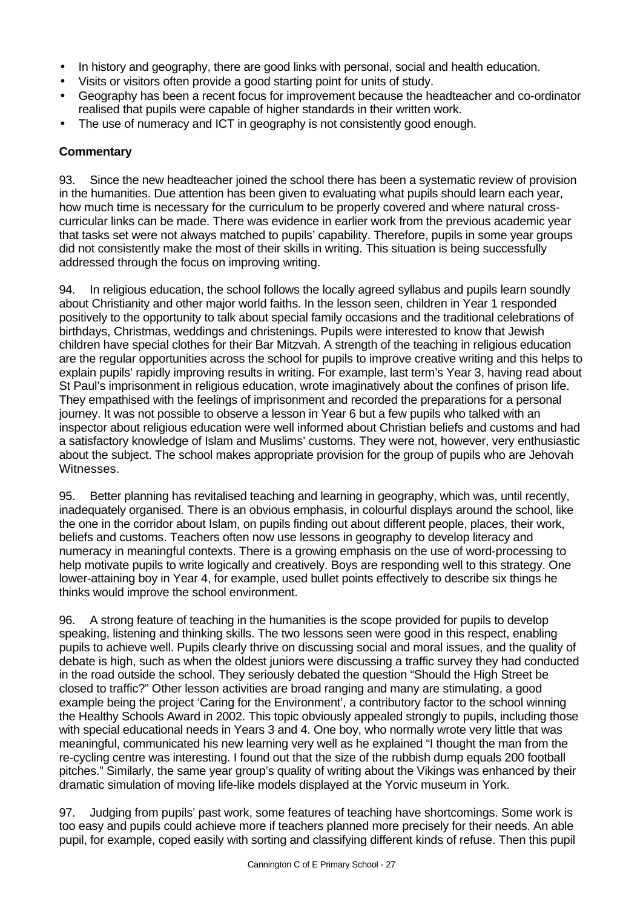- In history and geography, there are good links with personal, social and health education.
- Visits or visitors often provide a good starting point for units of study.
- Geography has been a recent focus for improvement because the headteacher and co-ordinator realised that pupils were capable of higher standards in their written work.
- The use of numeracy and ICT in geography is not consistently good enough.

**Commentary**

93. Since the new headteacher joined the school there has been a systematic review of provision in the humanities. Due attention has been given to evaluating what pupils should learn each year, how much time is necessary for the curriculum to be properly covered and where natural cross-curricular links can be made. There was evidence in earlier work from the previous academic year that tasks set were not always matched to pupils' capability. Therefore, pupils in some year groups did not consistently make the most of their skills in writing. This situation is being successfully addressed through the focus on improving writing.

94. In religious education, the school follows the locally agreed syllabus and pupils learn soundly about Christianity and other major world faiths. In the lesson seen, children in Year 1 responded positively to the opportunity to talk about special family occasions and the traditional celebrations of birthdays, Christmas, weddings and christenings. Pupils were interested to know that Jewish children have special clothes for their Bar Mitzvah. A strength of the teaching in religious education are the regular opportunities across the school for pupils to improve creative writing and this helps to explain pupils' rapidly improving results in writing. For example, last term's Year 3, having read about St Paul's imprisonment in religious education, wrote imaginatively about the confines of prison life. They empathised with the feelings of imprisonment and recorded the preparations for a personal journey. It was not possible to observe a lesson in Year 6 but a few pupils who talked with an inspector about religious education were well informed about Christian beliefs and customs and had a satisfactory knowledge of Islam and Muslims' customs. They were not, however, very enthusiastic about the subject. The school makes appropriate provision for the group of pupils who are Jehovah Witnesses.

95. Better planning has revitalised teaching and learning in geography, which was, until recently, inadequately organised. There is an obvious emphasis, in colourful displays around the school, like the one in the corridor about Islam, on pupils finding out about different people, places, their work, beliefs and customs. Teachers often now use lessons in geography to develop literacy and numeracy in meaningful contexts. There is a growing emphasis on the use of word-processing to help motivate pupils to write logically and creatively. Boys are responding well to this strategy. One lower-attaining boy in Year 4, for example, used bullet points effectively to describe six things he thinks would improve the school environment.

96. A strong feature of teaching in the humanities is the scope provided for pupils to develop speaking, listening and thinking skills. The two lessons seen were good in this respect, enabling pupils to achieve well. Pupils clearly thrive on discussing social and moral issues, and the quality of debate is high, such as when the oldest juniors were discussing a traffic survey they had conducted in the road outside the school. They seriously debated the question "Should the High Street be closed to traffic?" Other lesson activities are broad ranging and many are stimulating, a good example being the project 'Caring for the Environment', a contributory factor to the school winning the Healthy Schools Award in 2002. This topic obviously appealed strongly to pupils, including those with special educational needs in Years 3 and 4. One boy, who normally wrote very little that was meaningful, communicated his new learning very well as he explained "I thought the man from the re-cycling centre was interesting. I found out that the size of the rubbish dump equals 200 football pitches." Similarly, the same year group's quality of writing about the Vikings was enhanced by their dramatic simulation of moving life-like models displayed at the Yorvic museum in York.

97. Judging from pupils' past work, some features of teaching have shortcomings. Some work is too easy and pupils could achieve more if teachers planned more precisely for their needs. An able pupil, for example, coped easily with sorting and classifying different kinds of refuse. Then this pupil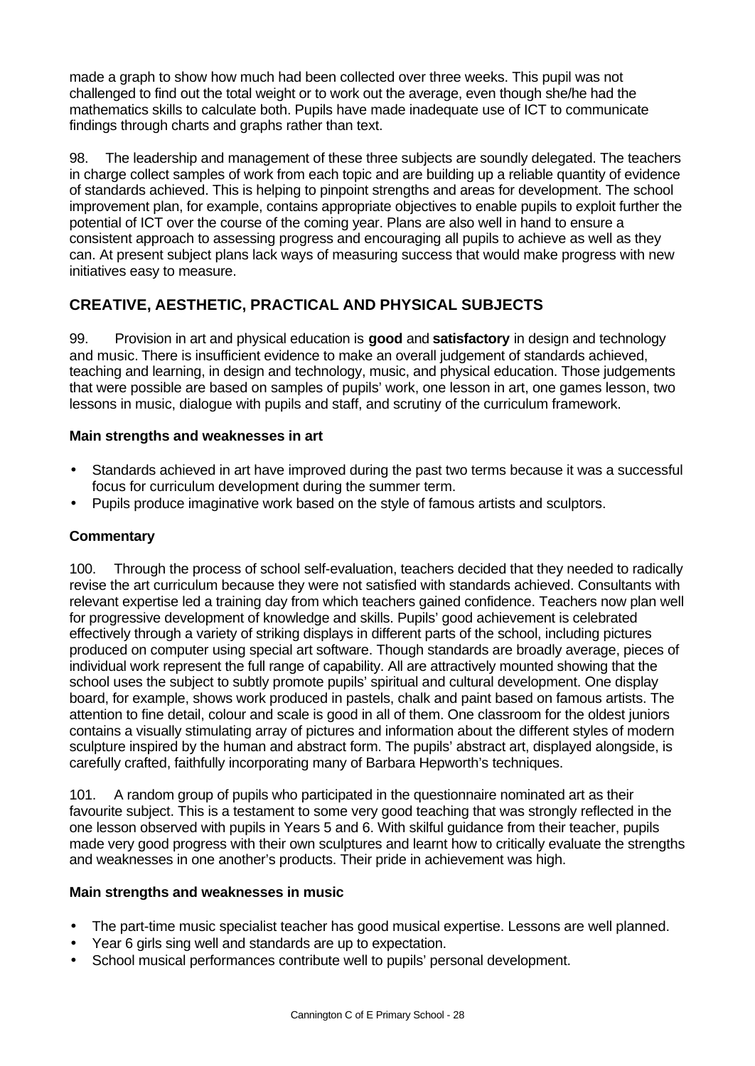made a graph to show how much had been collected over three weeks. This pupil was not challenged to find out the total weight or to work out the average, even though she/he had the mathematics skills to calculate both. Pupils have made inadequate use of ICT to communicate findings through charts and graphs rather than text.

98. The leadership and management of these three subjects are soundly delegated. The teachers in charge collect samples of work from each topic and are building up a reliable quantity of evidence of standards achieved. This is helping to pinpoint strengths and areas for development. The school improvement plan, for example, contains appropriate objectives to enable pupils to exploit further the potential of ICT over the course of the coming year. Plans are also well in hand to ensure a consistent approach to assessing progress and encouraging all pupils to achieve as well as they can. At present subject plans lack ways of measuring success that would make progress with new initiatives easy to measure.

## CREATIVE, AESTHETIC, PRACTICAL AND PHYSICAL SUBJECTS

99. Provision in art and physical education is **good** and **satisfactory** in design and technology and music. There is insufficient evidence to make an overall judgement of standards achieved, teaching and learning, in design and technology, music, and physical education. Those judgements that were possible are based on samples of pupils' work, one lesson in art, one games lesson, two lessons in music, dialogue with pupils and staff, and scrutiny of the curriculum framework.

### Main strengths and weaknesses in art

- Standards achieved in art have improved during the past two terms because it was a successful focus for curriculum development during the summer term.
- Pupils produce imaginative work based on the style of famous artists and sculptors.

### Commentary

100. Through the process of school self-evaluation, teachers decided that they needed to radically revise the art curriculum because they were not satisfied with standards achieved. Consultants with relevant expertise led a training day from which teachers gained confidence. Teachers now plan well for progressive development of knowledge and skills. Pupils' good achievement is celebrated effectively through a variety of striking displays in different parts of the school, including pictures produced on computer using special art software. Though standards are broadly average, pieces of individual work represent the full range of capability. All are attractively mounted showing that the school uses the subject to subtly promote pupils' spiritual and cultural development. One display board, for example, shows work produced in pastels, chalk and paint based on famous artists. The attention to fine detail, colour and scale is good in all of them. One classroom for the oldest juniors contains a visually stimulating array of pictures and information about the different styles of modern sculpture inspired by the human and abstract form. The pupils' abstract art, displayed alongside, is carefully crafted, faithfully incorporating many of Barbara Hepworth's techniques.

101. A random group of pupils who participated in the questionnaire nominated art as their favourite subject. This is a testament to some very good teaching that was strongly reflected in the one lesson observed with pupils in Years 5 and 6. With skilful guidance from their teacher, pupils made very good progress with their own sculptures and learnt how to critically evaluate the strengths and weaknesses in one another's products. Their pride in achievement was high.

### Main strengths and weaknesses in music

- The part-time music specialist teacher has good musical expertise. Lessons are well planned.
- Year 6 girls sing well and standards are up to expectation.
- School musical performances contribute well to pupils' personal development.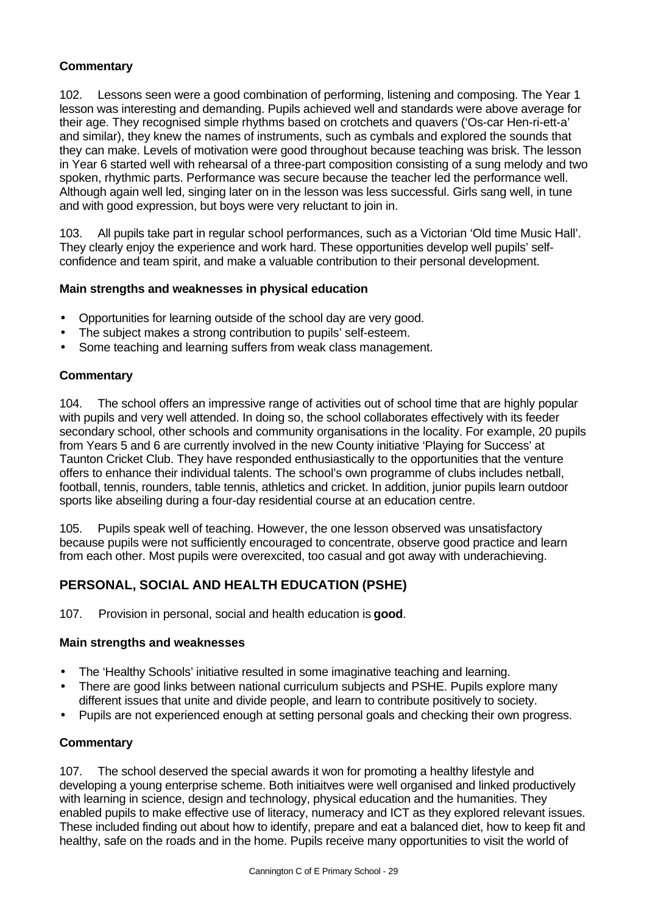### Commentary

102. Lessons seen were a good combination of performing, listening and composing. The Year 1 lesson was interesting and demanding. Pupils achieved well and standards were above average for their age. They recognised simple rhythms based on crotchets and quavers ('Os-car Hen-ri-ett-a' and similar), they knew the names of instruments, such as cymbals and explored the sounds that they can make. Levels of motivation were good throughout because teaching was brisk. The lesson in Year 6 started well with rehearsal of a three-part composition consisting of a sung melody and two spoken, rhythmic parts. Performance was secure because the teacher led the performance well. Although again well led, singing later on in the lesson was less successful. Girls sang well, in tune and with good expression, but boys were very reluctant to join in.

103. All pupils take part in regular school performances, such as a Victorian 'Old time Music Hall'. They clearly enjoy the experience and work hard. These opportunities develop well pupils' self-confidence and team spirit, and make a valuable contribution to their personal development.

### Main strengths and weaknesses in physical education

- Opportunities for learning outside of the school day are very good.
- The subject makes a strong contribution to pupils' self-esteem.
- Some teaching and learning suffers from weak class management.

### Commentary

104. The school offers an impressive range of activities out of school time that are highly popular with pupils and very well attended. In doing so, the school collaborates effectively with its feeder secondary school, other schools and community organisations in the locality. For example, 20 pupils from Years 5 and 6 are currently involved in the new County initiative 'Playing for Success' at Taunton Cricket Club. They have responded enthusiastically to the opportunities that the venture offers to enhance their individual talents. The school's own programme of clubs includes netball, football, tennis, rounders, table tennis, athletics and cricket. In addition, junior pupils learn outdoor sports like abseiling during a four-day residential course at an education centre.

105. Pupils speak well of teaching. However, the one lesson observed was unsatisfactory because pupils were not sufficiently encouraged to concentrate, observe good practice and learn from each other. Most pupils were overexcited, too casual and got away with underachieving.

## PERSONAL, SOCIAL AND HEALTH EDUCATION (PSHE)

107. Provision in personal, social and health education is **good**.

### Main strengths and weaknesses

- The 'Healthy Schools' initiative resulted in some imaginative teaching and learning.
- There are good links between national curriculum subjects and PSHE. Pupils explore many different issues that unite and divide people, and learn to contribute positively to society.
- Pupils are not experienced enough at setting personal goals and checking their own progress.

### Commentary

107. The school deserved the special awards it won for promoting a healthy lifestyle and developing a young enterprise scheme. Both initiaitves were well organised and linked productively with learning in science, design and technology, physical education and the humanities. They enabled pupils to make effective use of literacy, numeracy and ICT as they explored relevant issues. These included finding out about how to identify, prepare and eat a balanced diet, how to keep fit and healthy, safe on the roads and in the home. Pupils receive many opportunities to visit the world of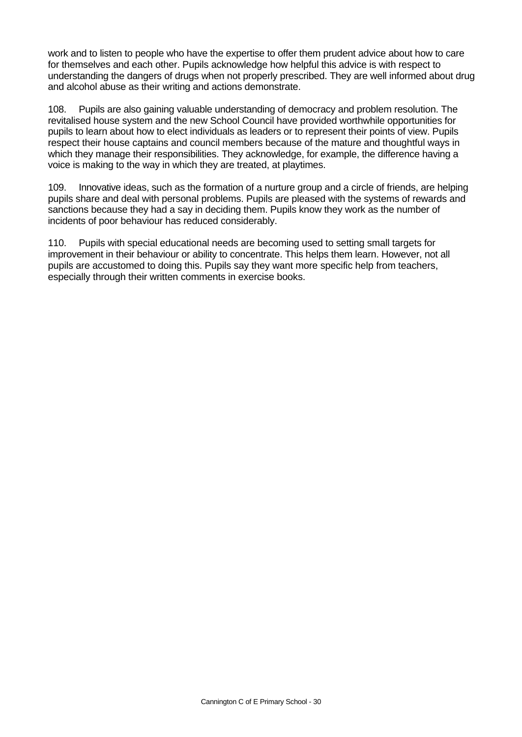work and to listen to people who have the expertise to offer them prudent advice about how to care for themselves and each other. Pupils acknowledge how helpful this advice is with respect to understanding the dangers of drugs when not properly prescribed. They are well informed about drug and alcohol abuse as their writing and actions demonstrate.

108. Pupils are also gaining valuable understanding of democracy and problem resolution. The revitalised house system and the new School Council have provided worthwhile opportunities for pupils to learn about how to elect individuals as leaders or to represent their points of view. Pupils respect their house captains and council members because of the mature and thoughtful ways in which they manage their responsibilities. They acknowledge, for example, the difference having a voice is making to the way in which they are treated, at playtimes.

109. Innovative ideas, such as the formation of a nurture group and a circle of friends, are helping pupils share and deal with personal problems. Pupils are pleased with the systems of rewards and sanctions because they had a say in deciding them. Pupils know they work as the number of incidents of poor behaviour has reduced considerably.

110. Pupils with special educational needs are becoming used to setting small targets for improvement in their behaviour or ability to concentrate. This helps them learn. However, not all pupils are accustomed to doing this. Pupils say they want more specific help from teachers, especially through their written comments in exercise books.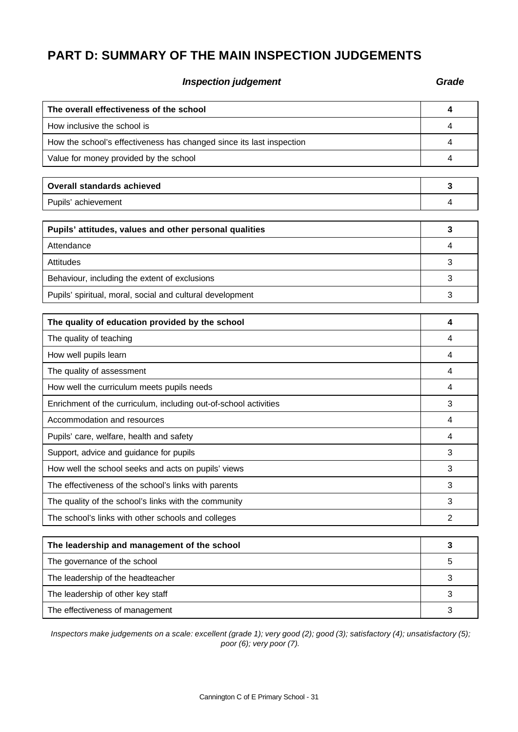# PART D: SUMMARY OF THE MAIN INSPECTION JUDGEMENTS

| *Inspection judgement* | *Grade* |
|---|---|
| **The overall effectiveness of the school** | **4** |
| How inclusive the school is | 4 |
| How the school's effectiveness has changed since its last inspection | 4 |
| Value for money provided by the school | 4 |
| **Overall standards achieved** | **3** |
| Pupils' achievement | 4 |
| **Pupils' attitudes, values and other personal qualities** | **3** |
| Attendance | 4 |
| Attitudes | 3 |
| Behaviour, including the extent of exclusions | 3 |
| Pupils' spiritual, moral, social and cultural development | 3 |
| **The quality of education provided by the school** | **4** |
| The quality of teaching | 4 |
| How well pupils learn | 4 |
| The quality of assessment | 4 |
| How well the curriculum meets pupils needs | 4 |
| Enrichment of the curriculum, including out-of-school activities | 3 |
| Accommodation and resources | 4 |
| Pupils' care, welfare, health and safety | 4 |
| Support, advice and guidance for pupils | 3 |
| How well the school seeks and acts on pupils' views | 3 |
| The effectiveness of the school's links with parents | 3 |
| The quality of the school's links with the community | 3 |
| The school's links with other schools and colleges | 2 |
| **The leadership and management of the school** | **3** |
| The governance of the school | 5 |
| The leadership of the headteacher | 3 |
| The leadership of other key staff | 3 |
| The effectiveness of management | 3 |

*Inspectors make judgements on a scale: excellent (grade 1); very good (2); good (3); satisfactory (4); unsatisfactory (5); poor (6); very poor (7).*